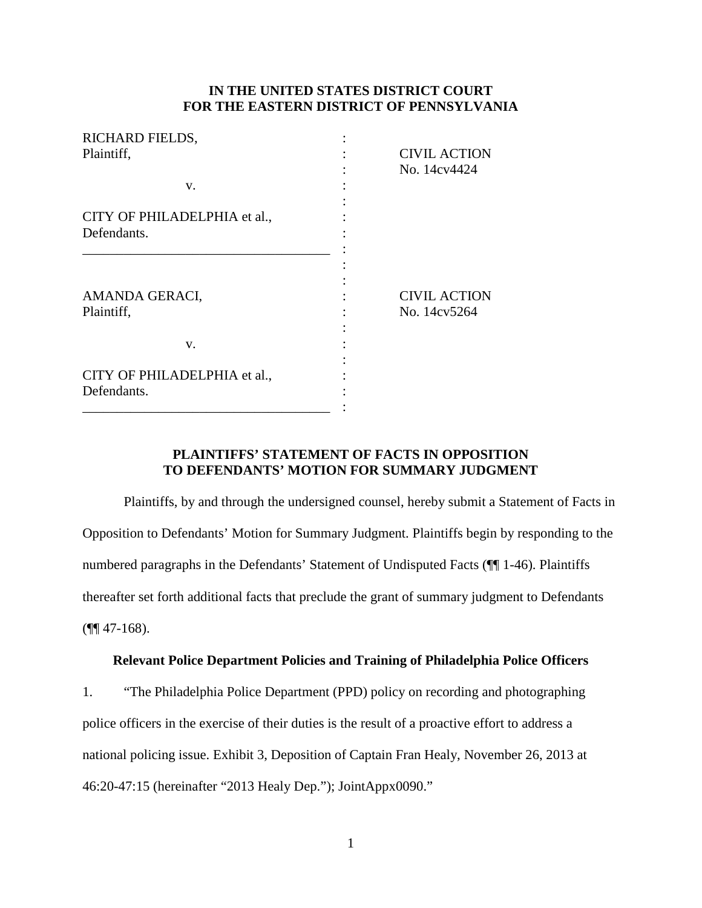**IN THE UNITED STATES DISTRICT COURT**
**FOR THE EASTERN DISTRICT OF PENNSYLVANIA**

| | | |
|---|---|---|
| RICHARD FIELDS, Plaintiff, | : | CIVIL ACTION No. 14cv4424 |
| v. | : | |
| CITY OF PHILADELPHIA et al., Defendants. | : | |
| AMANDA GERACI, Plaintiff, | : | CIVIL ACTION No. 14cv5264 |
| v. | : | |
| CITY OF PHILADELPHIA et al., Defendants. | : | |

**PLAINTIFFS' STATEMENT OF FACTS IN OPPOSITION TO DEFENDANTS' MOTION FOR SUMMARY JUDGMENT**

Plaintiffs, by and through the undersigned counsel, hereby submit a Statement of Facts in Opposition to Defendants' Motion for Summary Judgment. Plaintiffs begin by responding to the numbered paragraphs in the Defendants' Statement of Undisputed Facts (¶¶ 1-46). Plaintiffs thereafter set forth additional facts that preclude the grant of summary judgment to Defendants (¶¶ 47-168).

**Relevant Police Department Policies and Training of Philadelphia Police Officers**

1. "The Philadelphia Police Department (PPD) policy on recording and photographing police officers in the exercise of their duties is the result of a proactive effort to address a national policing issue. Exhibit 3, Deposition of Captain Fran Healy, November 26, 2013 at 46:20-47:15 (hereinafter "2013 Healy Dep."); JointAppx0090."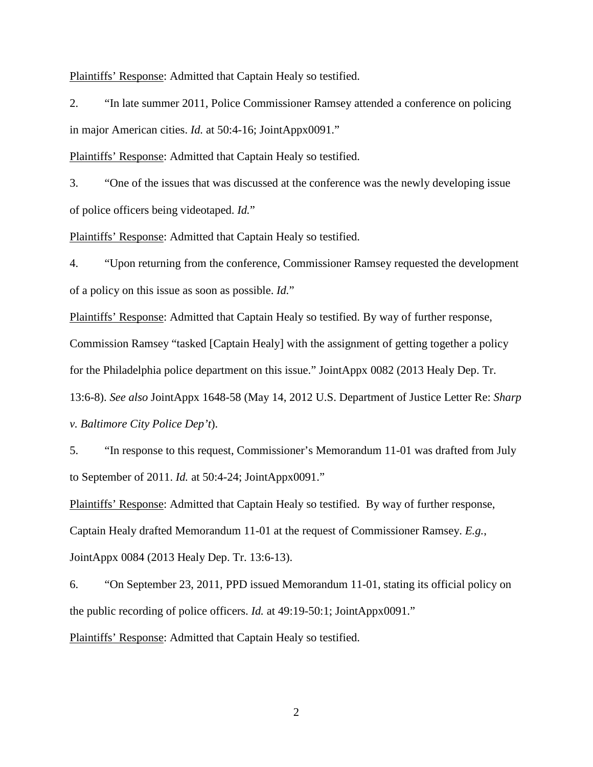<u>Plaintiffs' Response</u>: Admitted that Captain Healy so testified.

2. "In late summer 2011, Police Commissioner Ramsey attended a conference on policing in major American cities. *Id.* at 50:4-16; JointAppx0091."

<u>Plaintiffs' Response</u>: Admitted that Captain Healy so testified.

3. "One of the issues that was discussed at the conference was the newly developing issue of police officers being videotaped. *Id.*"

<u>Plaintiffs' Response</u>: Admitted that Captain Healy so testified.

4. "Upon returning from the conference, Commissioner Ramsey requested the development of a policy on this issue as soon as possible. *Id.*"

<u>Plaintiffs' Response</u>: Admitted that Captain Healy so testified. By way of further response, Commission Ramsey "tasked [Captain Healy] with the assignment of getting together a policy for the Philadelphia police department on this issue." JointAppx 0082 (2013 Healy Dep. Tr. 13:6-8). *See also* JointAppx 1648-58 (May 14, 2012 U.S. Department of Justice Letter Re: *Sharp v. Baltimore City Police Dep't*).

5. "In response to this request, Commissioner's Memorandum 11-01 was drafted from July to September of 2011. *Id.* at 50:4-24; JointAppx0091."

<u>Plaintiffs' Response</u>: Admitted that Captain Healy so testified. By way of further response, Captain Healy drafted Memorandum 11-01 at the request of Commissioner Ramsey. *E.g.*, JointAppx 0084 (2013 Healy Dep. Tr. 13:6-13).

6. "On September 23, 2011, PPD issued Memorandum 11-01, stating its official policy on the public recording of police officers. *Id.* at 49:19-50:1; JointAppx0091."

<u>Plaintiffs' Response</u>: Admitted that Captain Healy so testified.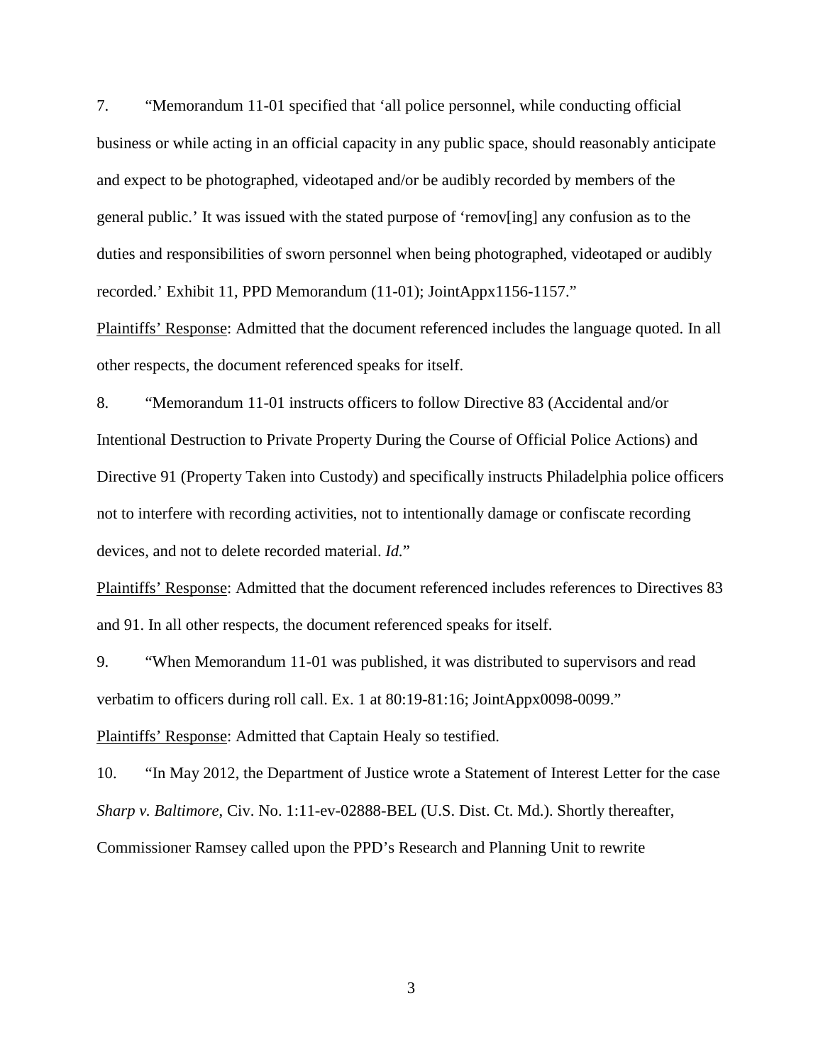7. "Memorandum 11-01 specified that 'all police personnel, while conducting official business or while acting in an official capacity in any public space, should reasonably anticipate and expect to be photographed, videotaped and/or be audibly recorded by members of the general public.' It was issued with the stated purpose of 'remov[ing] any confusion as to the duties and responsibilities of sworn personnel when being photographed, videotaped or audibly recorded.' Exhibit 11, PPD Memorandum (11-01); JointAppx1156-1157."

Plaintiffs' Response: Admitted that the document referenced includes the language quoted. In all other respects, the document referenced speaks for itself.

8. "Memorandum 11-01 instructs officers to follow Directive 83 (Accidental and/or Intentional Destruction to Private Property During the Course of Official Police Actions) and Directive 91 (Property Taken into Custody) and specifically instructs Philadelphia police officers not to interfere with recording activities, not to intentionally damage or confiscate recording devices, and not to delete recorded material. *Id.*"

Plaintiffs' Response: Admitted that the document referenced includes references to Directives 83 and 91. In all other respects, the document referenced speaks for itself.

9. "When Memorandum 11-01 was published, it was distributed to supervisors and read verbatim to officers during roll call. Ex. 1 at 80:19-81:16; JointAppx0098-0099."

Plaintiffs' Response: Admitted that Captain Healy so testified.

10. "In May 2012, the Department of Justice wrote a Statement of Interest Letter for the case *Sharp v. Baltimore*, Civ. No. 1:11-ev-02888-BEL (U.S. Dist. Ct. Md.). Shortly thereafter, Commissioner Ramsey called upon the PPD's Research and Planning Unit to rewrite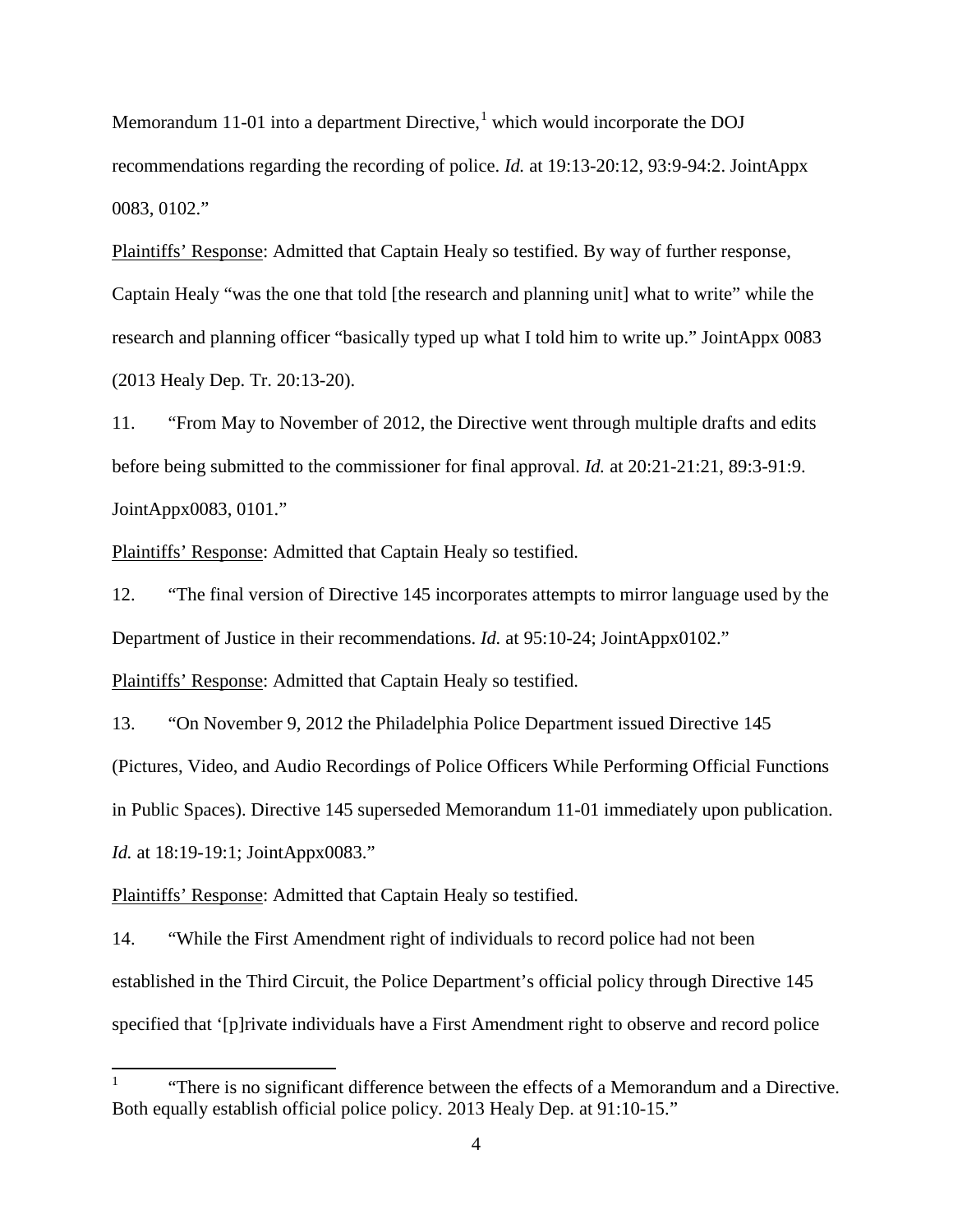Memorandum 11-01 into a department Directive,[1] which would incorporate the DOJ recommendations regarding the recording of police. *Id.* at 19:13-20:12, 93:9-94:2. JointAppx 0083, 0102."

Plaintiffs' Response: Admitted that Captain Healy so testified. By way of further response, Captain Healy "was the one that told [the research and planning unit] what to write" while the research and planning officer "basically typed up what I told him to write up." JointAppx 0083 (2013 Healy Dep. Tr. 20:13-20).

11. "From May to November of 2012, the Directive went through multiple drafts and edits before being submitted to the commissioner for final approval. *Id.* at 20:21-21:21, 89:3-91:9. JointAppx0083, 0101."

Plaintiffs' Response: Admitted that Captain Healy so testified.

12. "The final version of Directive 145 incorporates attempts to mirror language used by the Department of Justice in their recommendations. *Id.* at 95:10-24; JointAppx0102."

Plaintiffs' Response: Admitted that Captain Healy so testified.

13. "On November 9, 2012 the Philadelphia Police Department issued Directive 145 (Pictures, Video, and Audio Recordings of Police Officers While Performing Official Functions in Public Spaces). Directive 145 superseded Memorandum 11-01 immediately upon publication. *Id.* at 18:19-19:1; JointAppx0083."

Plaintiffs' Response: Admitted that Captain Healy so testified.

14. "While the First Amendment right of individuals to record police had not been established in the Third Circuit, the Police Department's official policy through Directive 145 specified that '[p]rivate individuals have a First Amendment right to observe and record police

[1] "There is no significant difference between the effects of a Memorandum and a Directive. Both equally establish official police policy. 2013 Healy Dep. at 91:10-15."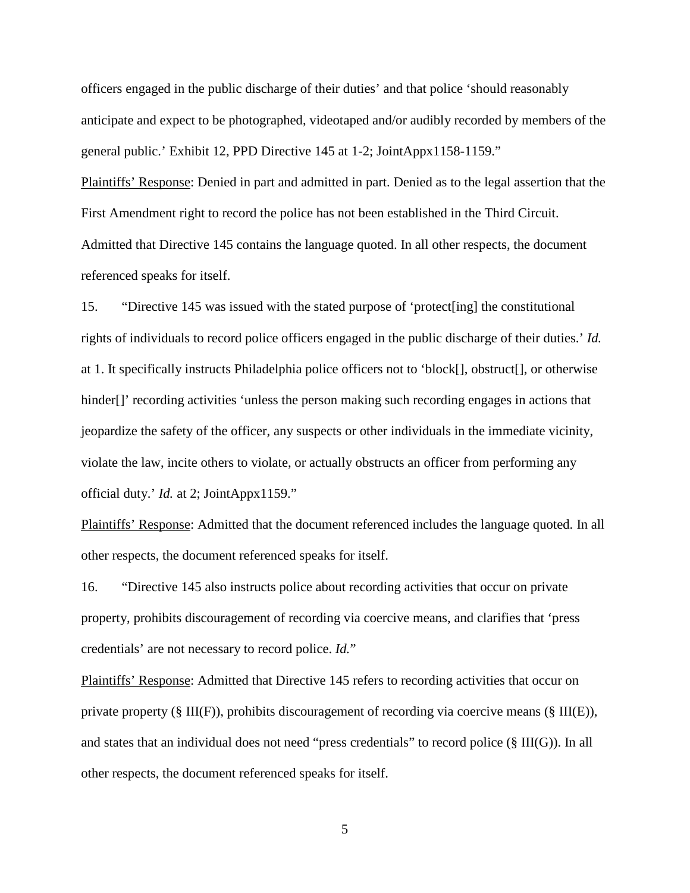officers engaged in the public discharge of their duties' and that police 'should reasonably anticipate and expect to be photographed, videotaped and/or audibly recorded by members of the general public.' Exhibit 12, PPD Directive 145 at 1-2; JointAppx1158-1159."

Plaintiffs' Response: Denied in part and admitted in part. Denied as to the legal assertion that the First Amendment right to record the police has not been established in the Third Circuit. Admitted that Directive 145 contains the language quoted. In all other respects, the document referenced speaks for itself.

15. "Directive 145 was issued with the stated purpose of 'protect[ing] the constitutional rights of individuals to record police officers engaged in the public discharge of their duties.' *Id.* at 1. It specifically instructs Philadelphia police officers not to 'block[], obstruct[], or otherwise hinder[]' recording activities 'unless the person making such recording engages in actions that jeopardize the safety of the officer, any suspects or other individuals in the immediate vicinity, violate the law, incite others to violate, or actually obstructs an officer from performing any official duty.' *Id.* at 2; JointAppx1159."

Plaintiffs' Response: Admitted that the document referenced includes the language quoted. In all other respects, the document referenced speaks for itself.

16. "Directive 145 also instructs police about recording activities that occur on private property, prohibits discouragement of recording via coercive means, and clarifies that 'press credentials' are not necessary to record police. *Id.*"

Plaintiffs' Response: Admitted that Directive 145 refers to recording activities that occur on private property (§ III(F)), prohibits discouragement of recording via coercive means (§ III(E)), and states that an individual does not need "press credentials" to record police (§ III(G)). In all other respects, the document referenced speaks for itself.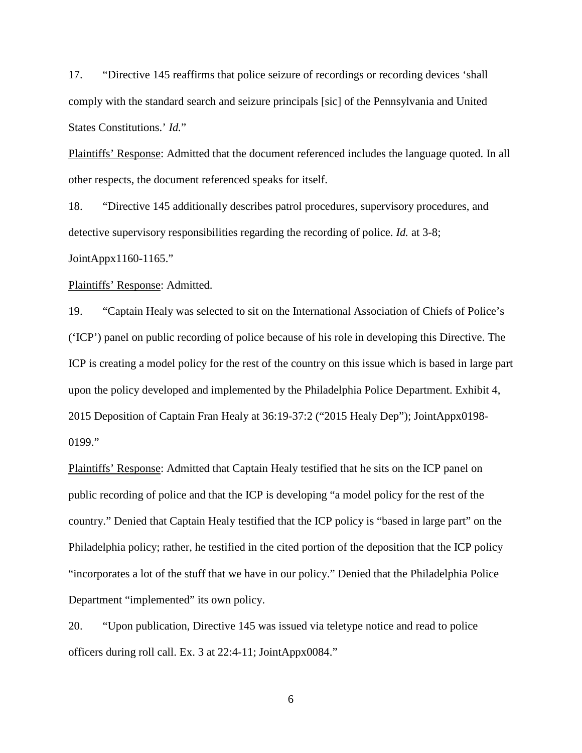17. "Directive 145 reaffirms that police seizure of recordings or recording devices 'shall comply with the standard search and seizure principals [sic] of the Pennsylvania and United States Constitutions.' *Id.*"

Plaintiffs' Response: Admitted that the document referenced includes the language quoted. In all other respects, the document referenced speaks for itself.

18. "Directive 145 additionally describes patrol procedures, supervisory procedures, and detective supervisory responsibilities regarding the recording of police. *Id.* at 3-8; JointAppx1160-1165."

Plaintiffs' Response: Admitted.

19. "Captain Healy was selected to sit on the International Association of Chiefs of Police's ('ICP') panel on public recording of police because of his role in developing this Directive. The ICP is creating a model policy for the rest of the country on this issue which is based in large part upon the policy developed and implemented by the Philadelphia Police Department. Exhibit 4, 2015 Deposition of Captain Fran Healy at 36:19-37:2 ("2015 Healy Dep"); JointAppx0198-0199."

Plaintiffs' Response: Admitted that Captain Healy testified that he sits on the ICP panel on public recording of police and that the ICP is developing "a model policy for the rest of the country." Denied that Captain Healy testified that the ICP policy is "based in large part" on the Philadelphia policy; rather, he testified in the cited portion of the deposition that the ICP policy "incorporates a lot of the stuff that we have in our policy." Denied that the Philadelphia Police Department "implemented" its own policy.

20. "Upon publication, Directive 145 was issued via teletype notice and read to police officers during roll call. Ex. 3 at 22:4-11; JointAppx0084."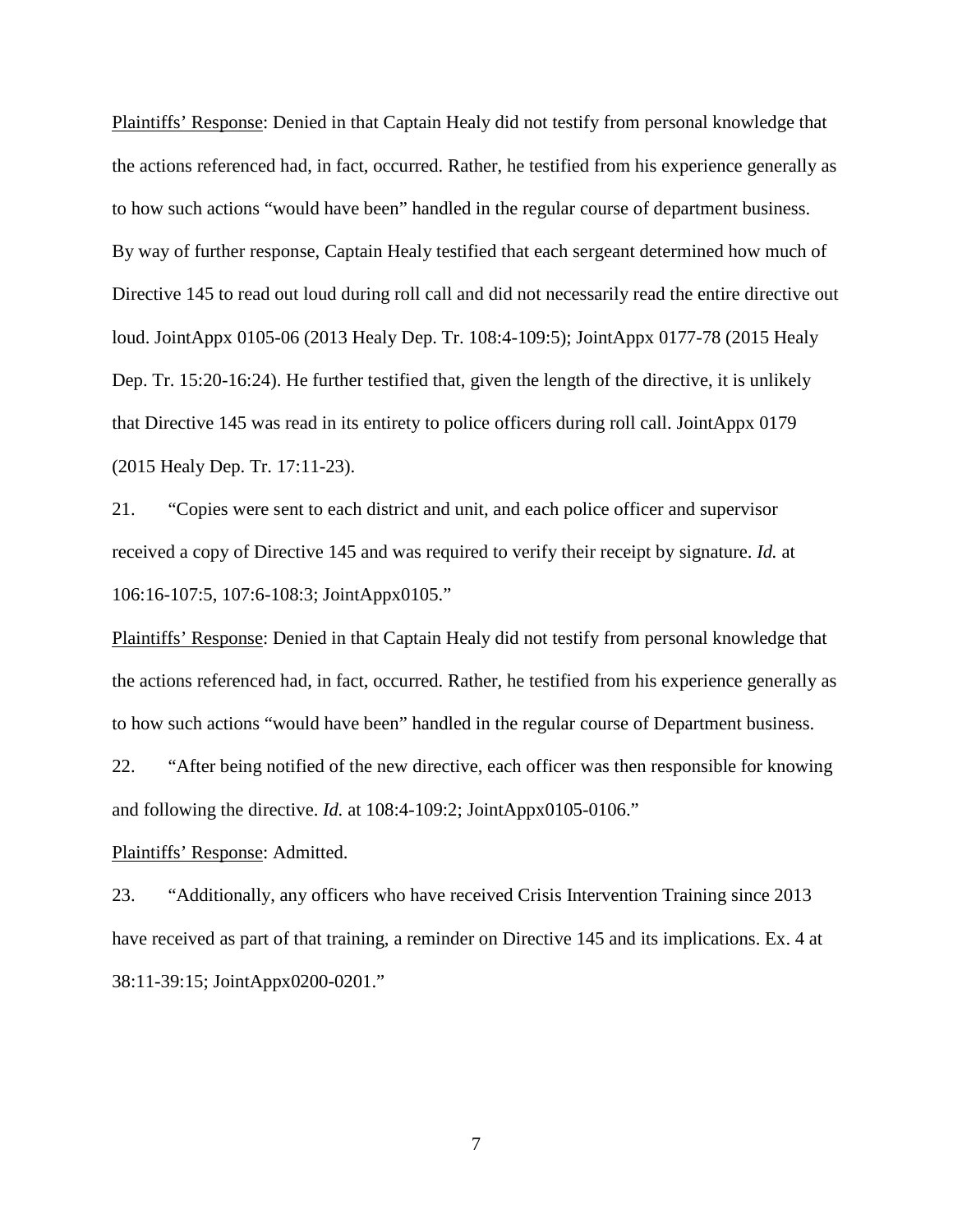Plaintiffs' Response: Denied in that Captain Healy did not testify from personal knowledge that the actions referenced had, in fact, occurred. Rather, he testified from his experience generally as to how such actions "would have been" handled in the regular course of department business. By way of further response, Captain Healy testified that each sergeant determined how much of Directive 145 to read out loud during roll call and did not necessarily read the entire directive out loud. JointAppx 0105-06 (2013 Healy Dep. Tr. 108:4-109:5); JointAppx 0177-78 (2015 Healy Dep. Tr. 15:20-16:24). He further testified that, given the length of the directive, it is unlikely that Directive 145 was read in its entirety to police officers during roll call. JointAppx 0179 (2015 Healy Dep. Tr. 17:11-23).

21. "Copies were sent to each district and unit, and each police officer and supervisor received a copy of Directive 145 and was required to verify their receipt by signature. *Id.* at 106:16-107:5, 107:6-108:3; JointAppx0105."

Plaintiffs' Response: Denied in that Captain Healy did not testify from personal knowledge that the actions referenced had, in fact, occurred. Rather, he testified from his experience generally as to how such actions "would have been" handled in the regular course of Department business.

22. "After being notified of the new directive, each officer was then responsible for knowing and following the directive. *Id.* at 108:4-109:2; JointAppx0105-0106."

Plaintiffs' Response: Admitted.

23. "Additionally, any officers who have received Crisis Intervention Training since 2013 have received as part of that training, a reminder on Directive 145 and its implications. Ex. 4 at 38:11-39:15; JointAppx0200-0201."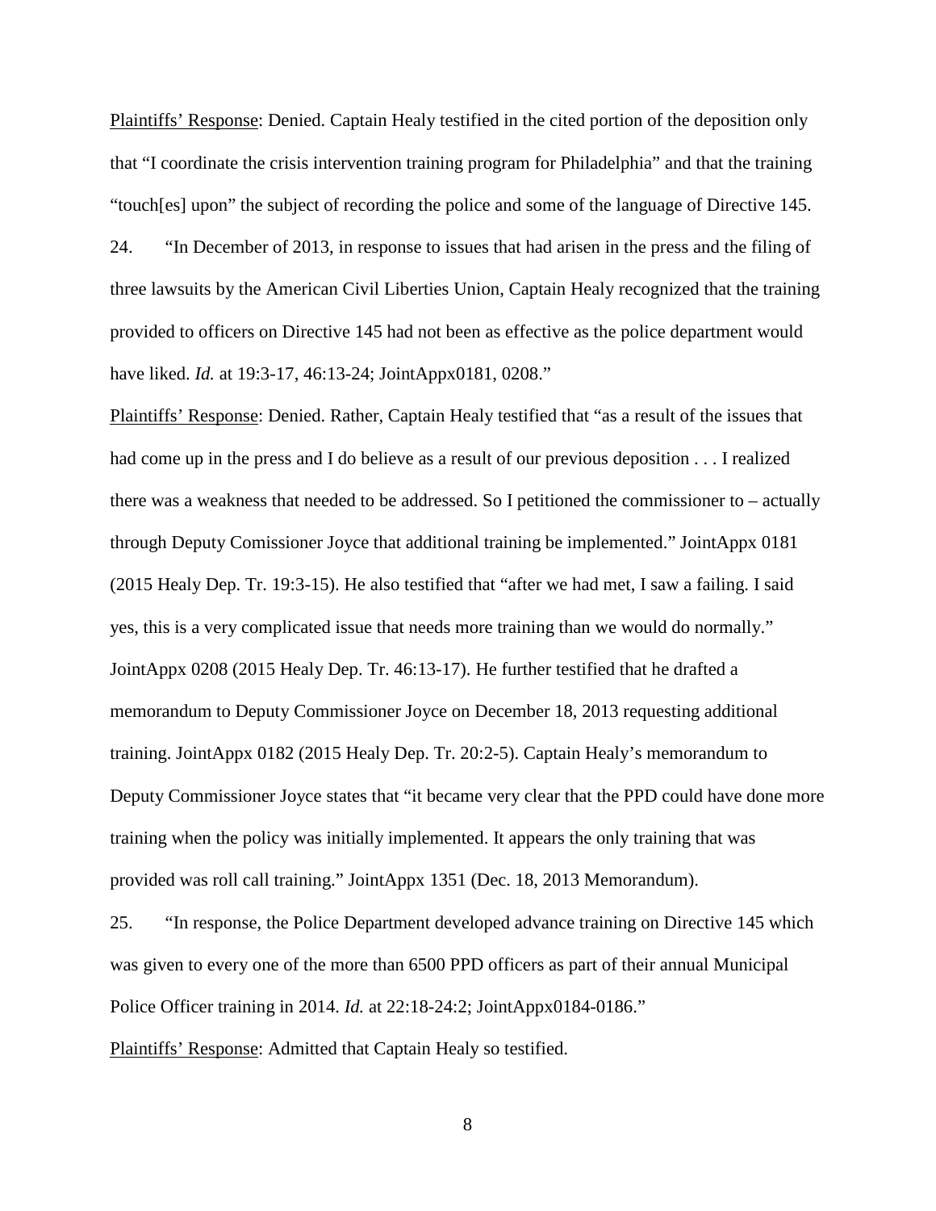Plaintiffs' Response: Denied. Captain Healy testified in the cited portion of the deposition only that "I coordinate the crisis intervention training program for Philadelphia" and that the training "touch[es] upon" the subject of recording the police and some of the language of Directive 145.

24. "In December of 2013, in response to issues that had arisen in the press and the filing of three lawsuits by the American Civil Liberties Union, Captain Healy recognized that the training provided to officers on Directive 145 had not been as effective as the police department would have liked. *Id.* at 19:3-17, 46:13-24; JointAppx0181, 0208."

Plaintiffs' Response: Denied. Rather, Captain Healy testified that "as a result of the issues that had come up in the press and I do believe as a result of our previous deposition . . . I realized there was a weakness that needed to be addressed. So I petitioned the commissioner to – actually through Deputy Comissioner Joyce that additional training be implemented." JointAppx 0181 (2015 Healy Dep. Tr. 19:3-15). He also testified that "after we had met, I saw a failing. I said yes, this is a very complicated issue that needs more training than we would do normally." JointAppx 0208 (2015 Healy Dep. Tr. 46:13-17). He further testified that he drafted a memorandum to Deputy Commissioner Joyce on December 18, 2013 requesting additional training. JointAppx 0182 (2015 Healy Dep. Tr. 20:2-5). Captain Healy's memorandum to Deputy Commissioner Joyce states that "it became very clear that the PPD could have done more training when the policy was initially implemented. It appears the only training that was provided was roll call training." JointAppx 1351 (Dec. 18, 2013 Memorandum).

25. "In response, the Police Department developed advance training on Directive 145 which was given to every one of the more than 6500 PPD officers as part of their annual Municipal Police Officer training in 2014. *Id.* at 22:18-24:2; JointAppx0184-0186."

Plaintiffs' Response: Admitted that Captain Healy so testified.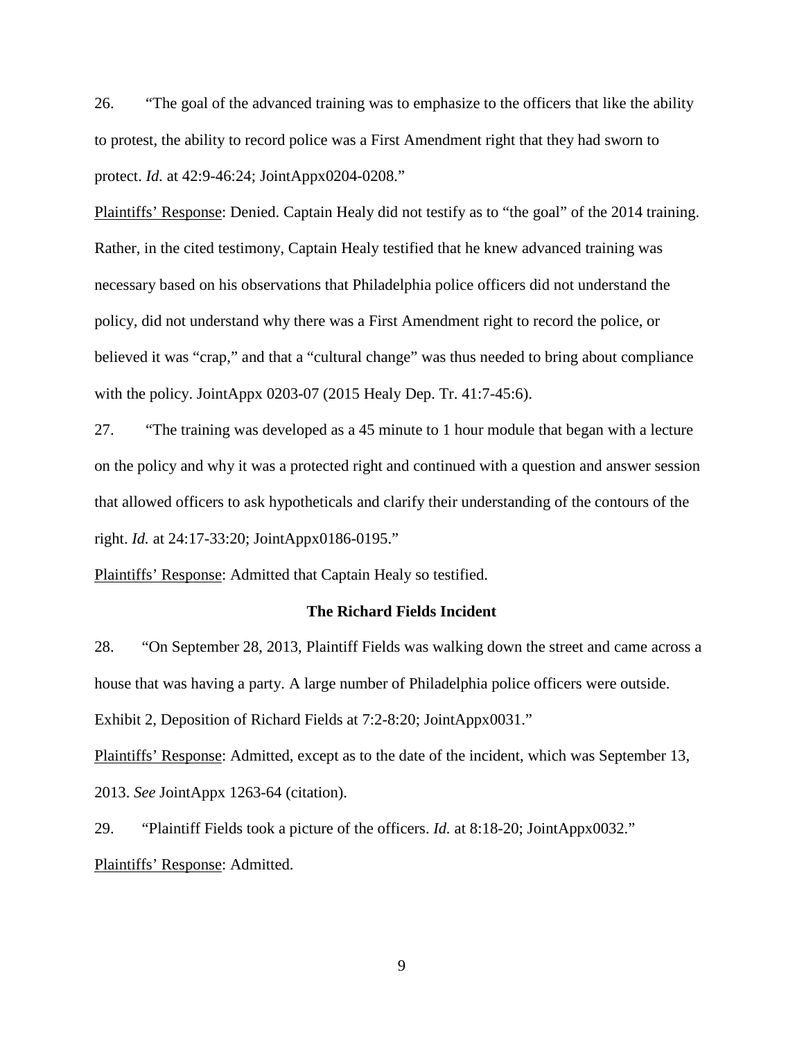26. "The goal of the advanced training was to emphasize to the officers that like the ability to protest, the ability to record police was a First Amendment right that they had sworn to protect. *Id.* at 42:9-46:24; JointAppx0204-0208."

<u>Plaintiffs' Response</u>: Denied. Captain Healy did not testify as to "the goal" of the 2014 training. Rather, in the cited testimony, Captain Healy testified that he knew advanced training was necessary based on his observations that Philadelphia police officers did not understand the policy, did not understand why there was a First Amendment right to record the police, or believed it was "crap," and that a "cultural change" was thus needed to bring about compliance with the policy. JointAppx 0203-07 (2015 Healy Dep. Tr. 41:7-45:6).

27. "The training was developed as a 45 minute to 1 hour module that began with a lecture on the policy and why it was a protected right and continued with a question and answer session that allowed officers to ask hypotheticals and clarify their understanding of the contours of the right. *Id.* at 24:17-33:20; JointAppx0186-0195."

<u>Plaintiffs' Response</u>: Admitted that Captain Healy so testified.

**The Richard Fields Incident**

28. "On September 28, 2013, Plaintiff Fields was walking down the street and came across a house that was having a party. A large number of Philadelphia police officers were outside. Exhibit 2, Deposition of Richard Fields at 7:2-8:20; JointAppx0031."

<u>Plaintiffs' Response</u>: Admitted, except as to the date of the incident, which was September 13, 2013. *See* JointAppx 1263-64 (citation).

29. "Plaintiff Fields took a picture of the officers. *Id.* at 8:18-20; JointAppx0032."

<u>Plaintiffs' Response</u>: Admitted.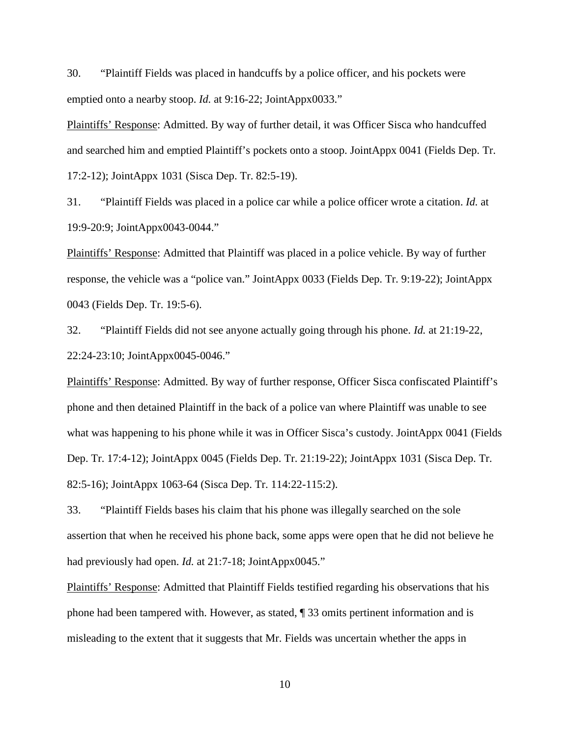30. "Plaintiff Fields was placed in handcuffs by a police officer, and his pockets were emptied onto a nearby stoop. *Id.* at 9:16-22; JointAppx0033."

Plaintiffs' Response: Admitted. By way of further detail, it was Officer Sisca who handcuffed and searched him and emptied Plaintiff's pockets onto a stoop. JointAppx 0041 (Fields Dep. Tr. 17:2-12); JointAppx 1031 (Sisca Dep. Tr. 82:5-19).

31. "Plaintiff Fields was placed in a police car while a police officer wrote a citation. *Id.* at 19:9-20:9; JointAppx0043-0044."

Plaintiffs' Response: Admitted that Plaintiff was placed in a police vehicle. By way of further response, the vehicle was a "police van." JointAppx 0033 (Fields Dep. Tr. 9:19-22); JointAppx 0043 (Fields Dep. Tr. 19:5-6).

32. "Plaintiff Fields did not see anyone actually going through his phone. *Id.* at 21:19-22, 22:24-23:10; JointAppx0045-0046."

Plaintiffs' Response: Admitted. By way of further response, Officer Sisca confiscated Plaintiff's phone and then detained Plaintiff in the back of a police van where Plaintiff was unable to see what was happening to his phone while it was in Officer Sisca's custody. JointAppx 0041 (Fields Dep. Tr. 17:4-12); JointAppx 0045 (Fields Dep. Tr. 21:19-22); JointAppx 1031 (Sisca Dep. Tr. 82:5-16); JointAppx 1063-64 (Sisca Dep. Tr. 114:22-115:2).

33. "Plaintiff Fields bases his claim that his phone was illegally searched on the sole assertion that when he received his phone back, some apps were open that he did not believe he had previously had open. *Id.* at 21:7-18; JointAppx0045."

Plaintiffs' Response: Admitted that Plaintiff Fields testified regarding his observations that his phone had been tampered with. However, as stated, ¶ 33 omits pertinent information and is misleading to the extent that it suggests that Mr. Fields was uncertain whether the apps in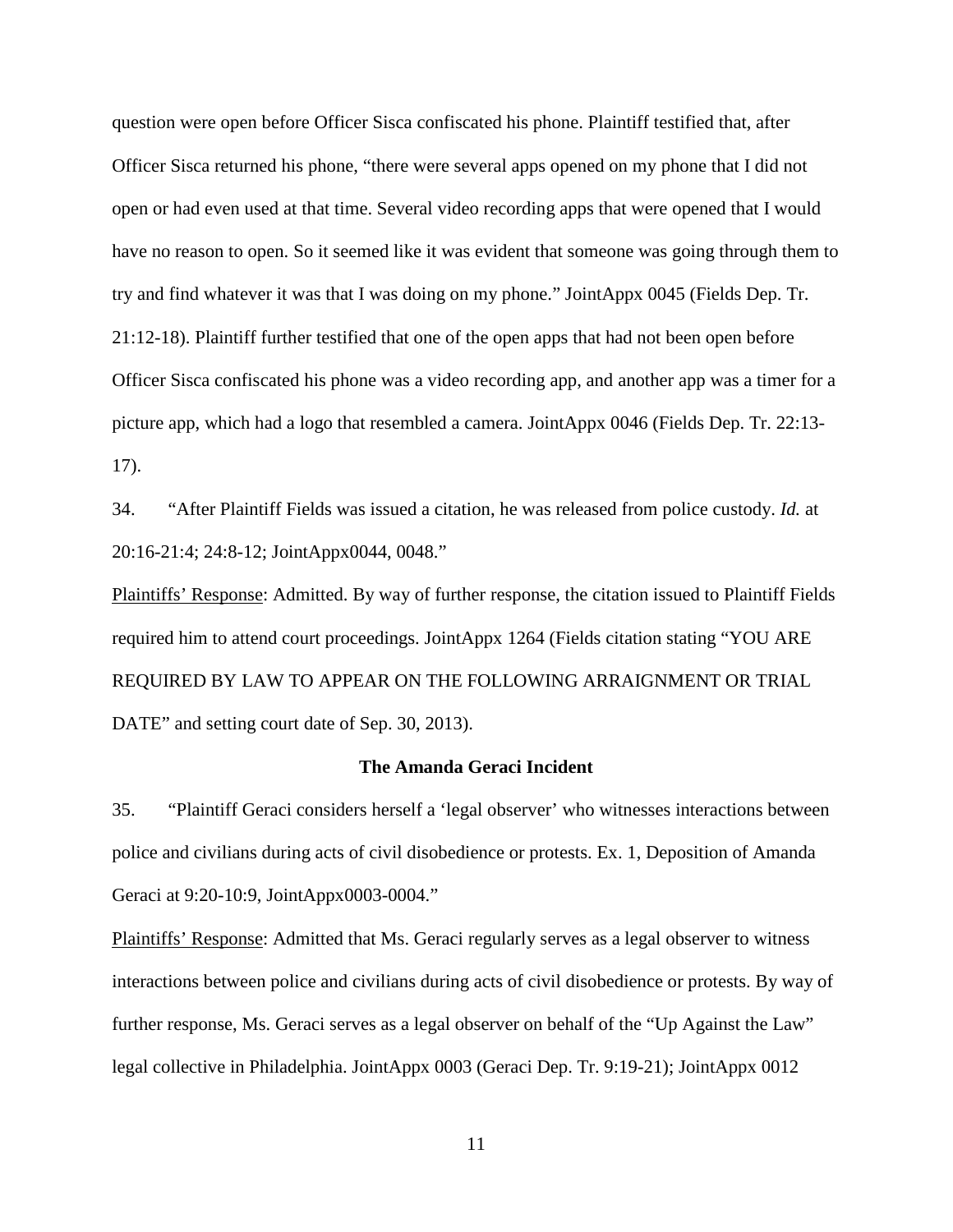question were open before Officer Sisca confiscated his phone. Plaintiff testified that, after Officer Sisca returned his phone, "there were several apps opened on my phone that I did not open or had even used at that time. Several video recording apps that were opened that I would have no reason to open. So it seemed like it was evident that someone was going through them to try and find whatever it was that I was doing on my phone." JointAppx 0045 (Fields Dep. Tr. 21:12-18). Plaintiff further testified that one of the open apps that had not been open before Officer Sisca confiscated his phone was a video recording app, and another app was a timer for a picture app, which had a logo that resembled a camera. JointAppx 0046 (Fields Dep. Tr. 22:13-17).

34. "After Plaintiff Fields was issued a citation, he was released from police custody. *Id.* at 20:16-21:4; 24:8-12; JointAppx0044, 0048."

Plaintiffs' Response: Admitted. By way of further response, the citation issued to Plaintiff Fields required him to attend court proceedings. JointAppx 1264 (Fields citation stating "YOU ARE REQUIRED BY LAW TO APPEAR ON THE FOLLOWING ARRAIGNMENT OR TRIAL DATE" and setting court date of Sep. 30, 2013).

**The Amanda Geraci Incident**

35. "Plaintiff Geraci considers herself a 'legal observer' who witnesses interactions between police and civilians during acts of civil disobedience or protests. Ex. 1, Deposition of Amanda Geraci at 9:20-10:9, JointAppx0003-0004."

Plaintiffs' Response: Admitted that Ms. Geraci regularly serves as a legal observer to witness interactions between police and civilians during acts of civil disobedience or protests. By way of further response, Ms. Geraci serves as a legal observer on behalf of the "Up Against the Law" legal collective in Philadelphia. JointAppx 0003 (Geraci Dep. Tr. 9:19-21); JointAppx 0012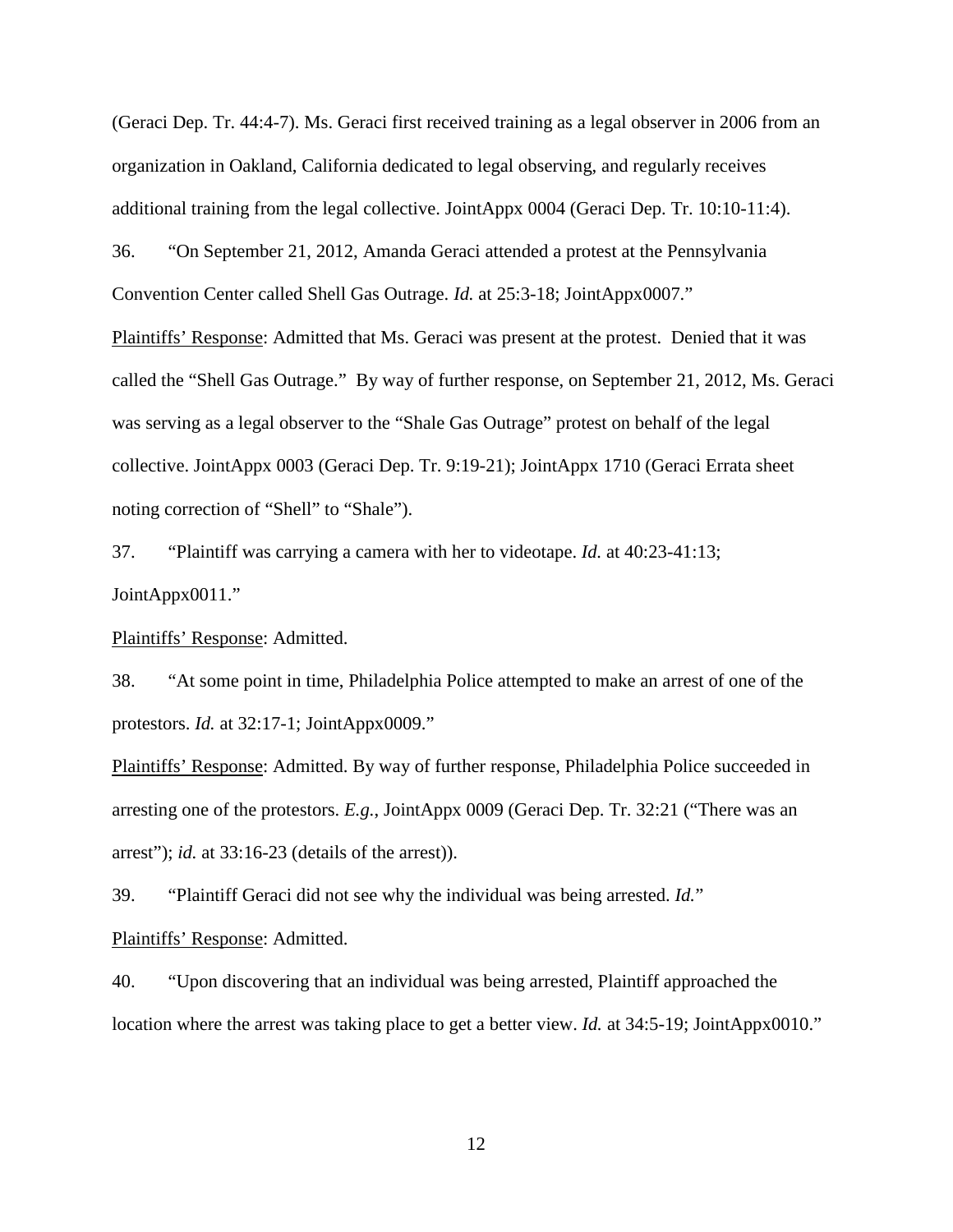(Geraci Dep. Tr. 44:4-7). Ms. Geraci first received training as a legal observer in 2006 from an organization in Oakland, California dedicated to legal observing, and regularly receives additional training from the legal collective. JointAppx 0004 (Geraci Dep. Tr. 10:10-11:4).

36. "On September 21, 2012, Amanda Geraci attended a protest at the Pennsylvania Convention Center called Shell Gas Outrage. *Id.* at 25:3-18; JointAppx0007."

<u>Plaintiffs' Response</u>: Admitted that Ms. Geraci was present at the protest. Denied that it was called the "Shell Gas Outrage." By way of further response, on September 21, 2012, Ms. Geraci was serving as a legal observer to the "Shale Gas Outrage" protest on behalf of the legal collective. JointAppx 0003 (Geraci Dep. Tr. 9:19-21); JointAppx 1710 (Geraci Errata sheet noting correction of "Shell" to "Shale").

37. "Plaintiff was carrying a camera with her to videotape. *Id.* at 40:23-41:13; JointAppx0011."

<u>Plaintiffs' Response</u>: Admitted.

38. "At some point in time, Philadelphia Police attempted to make an arrest of one of the protestors. *Id.* at 32:17-1; JointAppx0009."

<u>Plaintiffs' Response</u>: Admitted. By way of further response, Philadelphia Police succeeded in arresting one of the protestors. *E.g.*, JointAppx 0009 (Geraci Dep. Tr. 32:21 ("There was an arrest"); *id.* at 33:16-23 (details of the arrest)).

39. "Plaintiff Geraci did not see why the individual was being arrested. *Id.*"

<u>Plaintiffs' Response</u>: Admitted.

40. "Upon discovering that an individual was being arrested, Plaintiff approached the location where the arrest was taking place to get a better view. *Id.* at 34:5-19; JointAppx0010."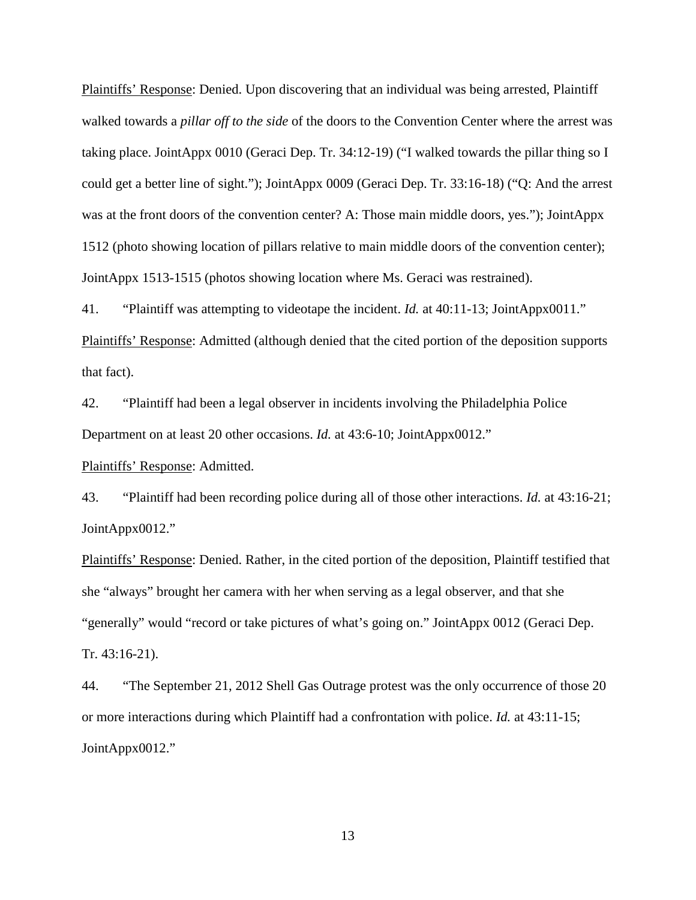<u>Plaintiffs' Response</u>: Denied. Upon discovering that an individual was being arrested, Plaintiff walked towards a *pillar off to the side* of the doors to the Convention Center where the arrest was taking place. JointAppx 0010 (Geraci Dep. Tr. 34:12-19) ("I walked towards the pillar thing so I could get a better line of sight."); JointAppx 0009 (Geraci Dep. Tr. 33:16-18) ("Q: And the arrest was at the front doors of the convention center? A: Those main middle doors, yes."); JointAppx 1512 (photo showing location of pillars relative to main middle doors of the convention center); JointAppx 1513-1515 (photos showing location where Ms. Geraci was restrained).

41. "Plaintiff was attempting to videotape the incident. *Id.* at 40:11-13; JointAppx0011."

<u>Plaintiffs' Response</u>: Admitted (although denied that the cited portion of the deposition supports that fact).

42. "Plaintiff had been a legal observer in incidents involving the Philadelphia Police Department on at least 20 other occasions. *Id.* at 43:6-10; JointAppx0012."

<u>Plaintiffs' Response</u>: Admitted.

43. "Plaintiff had been recording police during all of those other interactions. *Id.* at 43:16-21; JointAppx0012."

<u>Plaintiffs' Response</u>: Denied. Rather, in the cited portion of the deposition, Plaintiff testified that she "always" brought her camera with her when serving as a legal observer, and that she "generally" would "record or take pictures of what's going on." JointAppx 0012 (Geraci Dep. Tr. 43:16-21).

44. "The September 21, 2012 Shell Gas Outrage protest was the only occurrence of those 20 or more interactions during which Plaintiff had a confrontation with police. *Id.* at 43:11-15; JointAppx0012."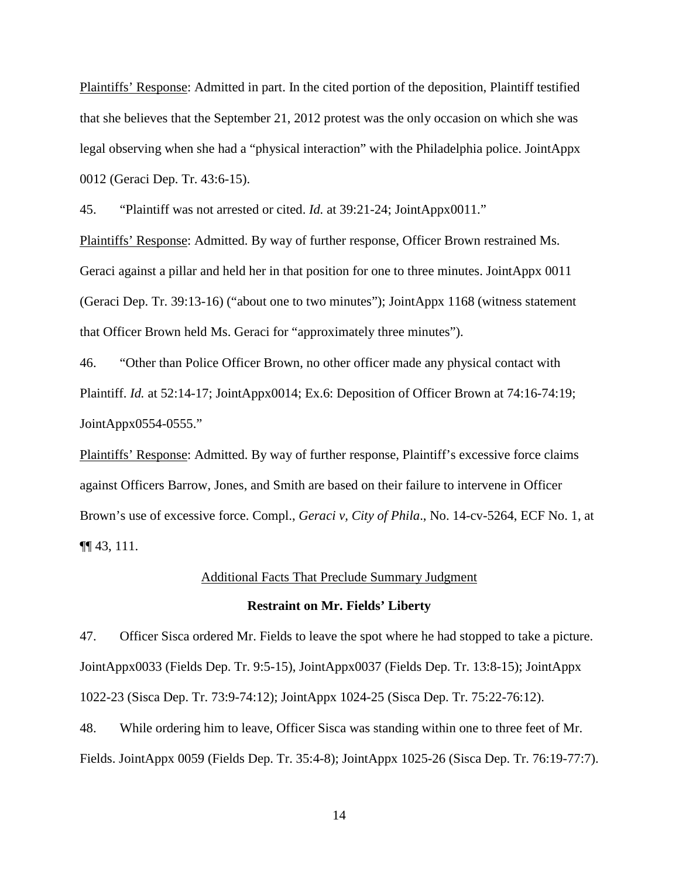<u>Plaintiffs' Response</u>: Admitted in part. In the cited portion of the deposition, Plaintiff testified that she believes that the September 21, 2012 protest was the only occasion on which she was legal observing when she had a "physical interaction" with the Philadelphia police. JointAppx 0012 (Geraci Dep. Tr. 43:6-15).

45. "Plaintiff was not arrested or cited. *Id.* at 39:21-24; JointAppx0011."

<u>Plaintiffs' Response</u>: Admitted. By way of further response, Officer Brown restrained Ms. Geraci against a pillar and held her in that position for one to three minutes. JointAppx 0011 (Geraci Dep. Tr. 39:13-16) ("about one to two minutes"); JointAppx 1168 (witness statement that Officer Brown held Ms. Geraci for "approximately three minutes").

46. "Other than Police Officer Brown, no other officer made any physical contact with Plaintiff. *Id.* at 52:14-17; JointAppx0014; Ex.6: Deposition of Officer Brown at 74:16-74:19; JointAppx0554-0555."

<u>Plaintiffs' Response</u>: Admitted. By way of further response, Plaintiff's excessive force claims against Officers Barrow, Jones, and Smith are based on their failure to intervene in Officer Brown's use of excessive force. Compl., *Geraci v, City of Phila*., No. 14-cv-5264, ECF No. 1, at ¶¶ 43, 111.

<u>Additional Facts That Preclude Summary Judgment</u>

**Restraint on Mr. Fields' Liberty**

47. Officer Sisca ordered Mr. Fields to leave the spot where he had stopped to take a picture. JointAppx0033 (Fields Dep. Tr. 9:5-15), JointAppx0037 (Fields Dep. Tr. 13:8-15); JointAppx 1022-23 (Sisca Dep. Tr. 73:9-74:12); JointAppx 1024-25 (Sisca Dep. Tr. 75:22-76:12).

48. While ordering him to leave, Officer Sisca was standing within one to three feet of Mr. Fields. JointAppx 0059 (Fields Dep. Tr. 35:4-8); JointAppx 1025-26 (Sisca Dep. Tr. 76:19-77:7).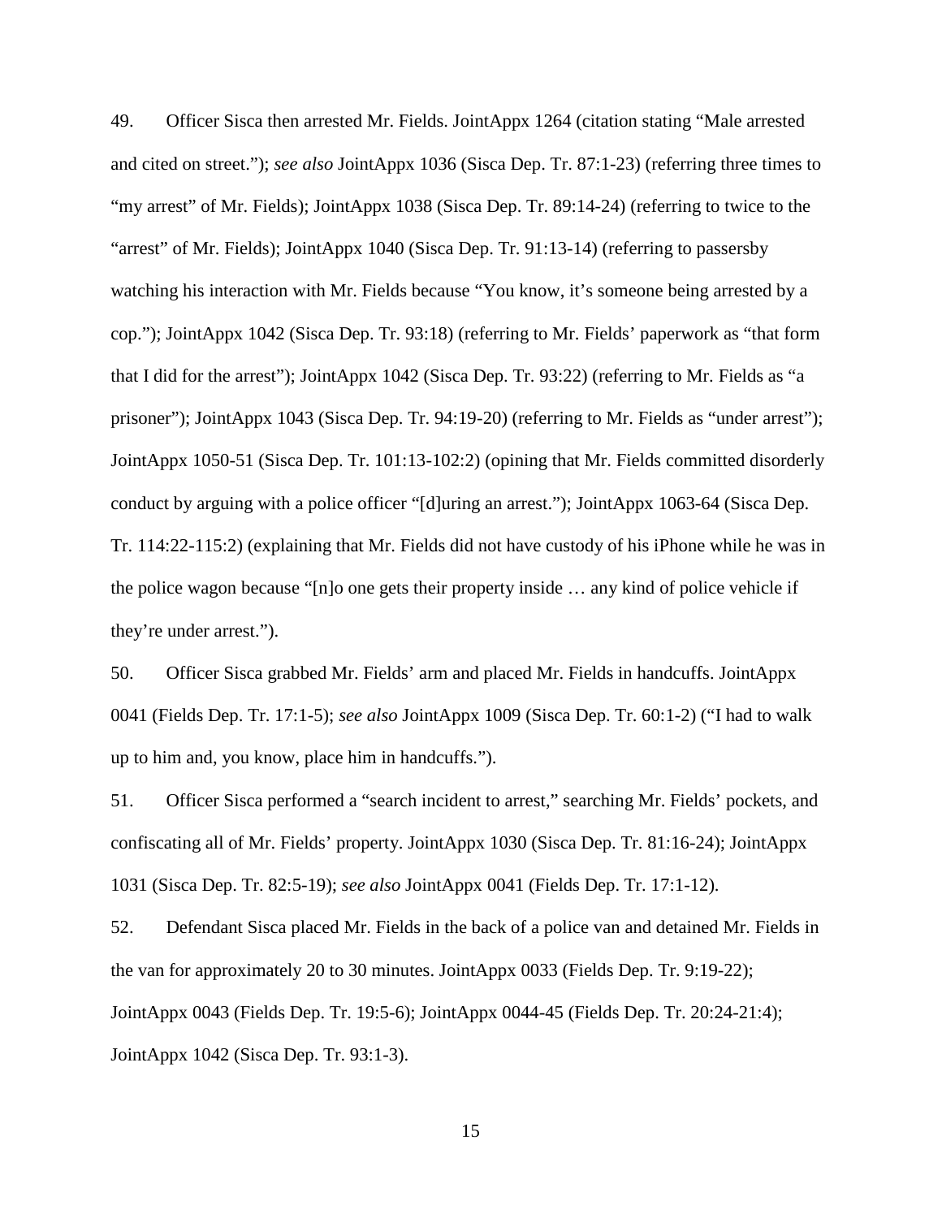49. Officer Sisca then arrested Mr. Fields. JointAppx 1264 (citation stating "Male arrested and cited on street."); *see also* JointAppx 1036 (Sisca Dep. Tr. 87:1-23) (referring three times to "my arrest" of Mr. Fields); JointAppx 1038 (Sisca Dep. Tr. 89:14-24) (referring to twice to the "arrest" of Mr. Fields); JointAppx 1040 (Sisca Dep. Tr. 91:13-14) (referring to passersby watching his interaction with Mr. Fields because "You know, it's someone being arrested by a cop."); JointAppx 1042 (Sisca Dep. Tr. 93:18) (referring to Mr. Fields' paperwork as "that form that I did for the arrest"); JointAppx 1042 (Sisca Dep. Tr. 93:22) (referring to Mr. Fields as "a prisoner"); JointAppx 1043 (Sisca Dep. Tr. 94:19-20) (referring to Mr. Fields as "under arrest"); JointAppx 1050-51 (Sisca Dep. Tr. 101:13-102:2) (opining that Mr. Fields committed disorderly conduct by arguing with a police officer "[d]uring an arrest."); JointAppx 1063-64 (Sisca Dep. Tr. 114:22-115:2) (explaining that Mr. Fields did not have custody of his iPhone while he was in the police wagon because "[n]o one gets their property inside … any kind of police vehicle if they're under arrest.").

50. Officer Sisca grabbed Mr. Fields' arm and placed Mr. Fields in handcuffs. JointAppx 0041 (Fields Dep. Tr. 17:1-5); *see also* JointAppx 1009 (Sisca Dep. Tr. 60:1-2) ("I had to walk up to him and, you know, place him in handcuffs.").

51. Officer Sisca performed a "search incident to arrest," searching Mr. Fields' pockets, and confiscating all of Mr. Fields' property. JointAppx 1030 (Sisca Dep. Tr. 81:16-24); JointAppx 1031 (Sisca Dep. Tr. 82:5-19); *see also* JointAppx 0041 (Fields Dep. Tr. 17:1-12).

52. Defendant Sisca placed Mr. Fields in the back of a police van and detained Mr. Fields in the van for approximately 20 to 30 minutes. JointAppx 0033 (Fields Dep. Tr. 9:19-22); JointAppx 0043 (Fields Dep. Tr. 19:5-6); JointAppx 0044-45 (Fields Dep. Tr. 20:24-21:4); JointAppx 1042 (Sisca Dep. Tr. 93:1-3).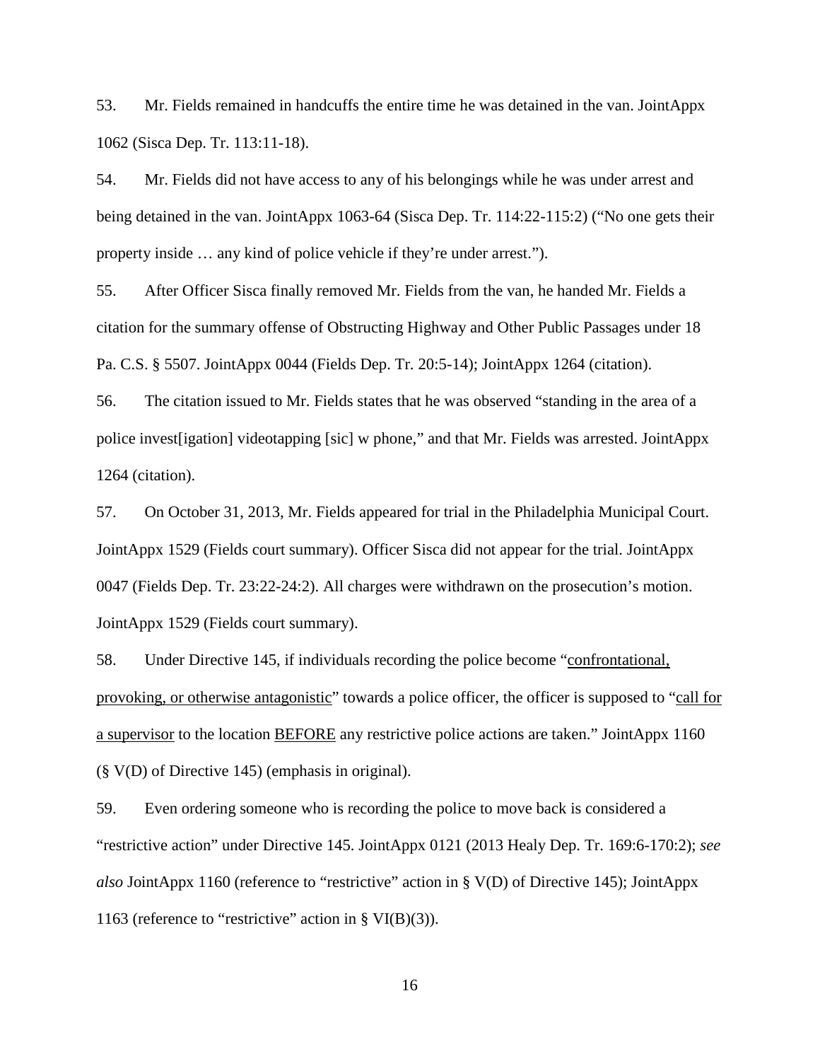53. Mr. Fields remained in handcuffs the entire time he was detained in the van. JointAppx 1062 (Sisca Dep. Tr. 113:11-18).

54. Mr. Fields did not have access to any of his belongings while he was under arrest and being detained in the van. JointAppx 1063-64 (Sisca Dep. Tr. 114:22-115:2) ("No one gets their property inside … any kind of police vehicle if they're under arrest.").

55. After Officer Sisca finally removed Mr. Fields from the van, he handed Mr. Fields a citation for the summary offense of Obstructing Highway and Other Public Passages under 18 Pa. C.S. § 5507. JointAppx 0044 (Fields Dep. Tr. 20:5-14); JointAppx 1264 (citation).

56. The citation issued to Mr. Fields states that he was observed "standing in the area of a police invest[igation] videotapping [sic] w phone," and that Mr. Fields was arrested. JointAppx 1264 (citation).

57. On October 31, 2013, Mr. Fields appeared for trial in the Philadelphia Municipal Court. JointAppx 1529 (Fields court summary). Officer Sisca did not appear for the trial. JointAppx 0047 (Fields Dep. Tr. 23:22-24:2). All charges were withdrawn on the prosecution's motion. JointAppx 1529 (Fields court summary).

58. Under Directive 145, if individuals recording the police become "<u>confrontational, provoking, or otherwise antagonistic</u>" towards a police officer, the officer is supposed to "<u>call for a supervisor</u> to the location <u>BEFORE</u> any restrictive police actions are taken." JointAppx 1160 (§ V(D) of Directive 145) (emphasis in original).

59. Even ordering someone who is recording the police to move back is considered a "restrictive action" under Directive 145. JointAppx 0121 (2013 Healy Dep. Tr. 169:6-170:2); *see also* JointAppx 1160 (reference to "restrictive" action in § V(D) of Directive 145); JointAppx 1163 (reference to "restrictive" action in § VI(B)(3)).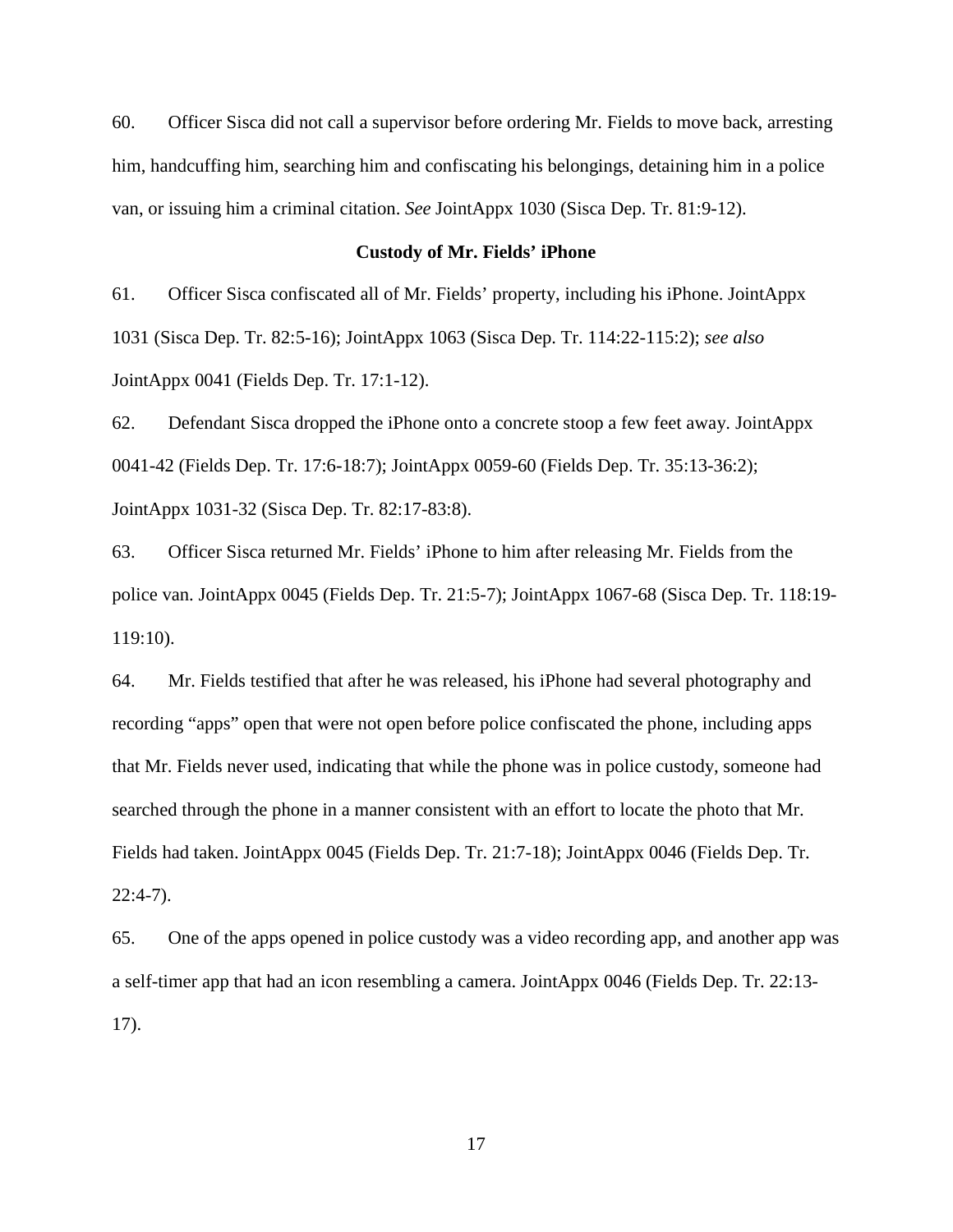60. Officer Sisca did not call a supervisor before ordering Mr. Fields to move back, arresting him, handcuffing him, searching him and confiscating his belongings, detaining him in a police van, or issuing him a criminal citation. *See* JointAppx 1030 (Sisca Dep. Tr. 81:9-12).

**Custody of Mr. Fields' iPhone**

61. Officer Sisca confiscated all of Mr. Fields' property, including his iPhone. JointAppx 1031 (Sisca Dep. Tr. 82:5-16); JointAppx 1063 (Sisca Dep. Tr. 114:22-115:2); *see also* JointAppx 0041 (Fields Dep. Tr. 17:1-12).

62. Defendant Sisca dropped the iPhone onto a concrete stoop a few feet away. JointAppx 0041-42 (Fields Dep. Tr. 17:6-18:7); JointAppx 0059-60 (Fields Dep. Tr. 35:13-36:2); JointAppx 1031-32 (Sisca Dep. Tr. 82:17-83:8).

63. Officer Sisca returned Mr. Fields' iPhone to him after releasing Mr. Fields from the police van. JointAppx 0045 (Fields Dep. Tr. 21:5-7); JointAppx 1067-68 (Sisca Dep. Tr. 118:19-119:10).

64. Mr. Fields testified that after he was released, his iPhone had several photography and recording "apps" open that were not open before police confiscated the phone, including apps that Mr. Fields never used, indicating that while the phone was in police custody, someone had searched through the phone in a manner consistent with an effort to locate the photo that Mr. Fields had taken. JointAppx 0045 (Fields Dep. Tr. 21:7-18); JointAppx 0046 (Fields Dep. Tr. 22:4-7).

65. One of the apps opened in police custody was a video recording app, and another app was a self-timer app that had an icon resembling a camera. JointAppx 0046 (Fields Dep. Tr. 22:13-17).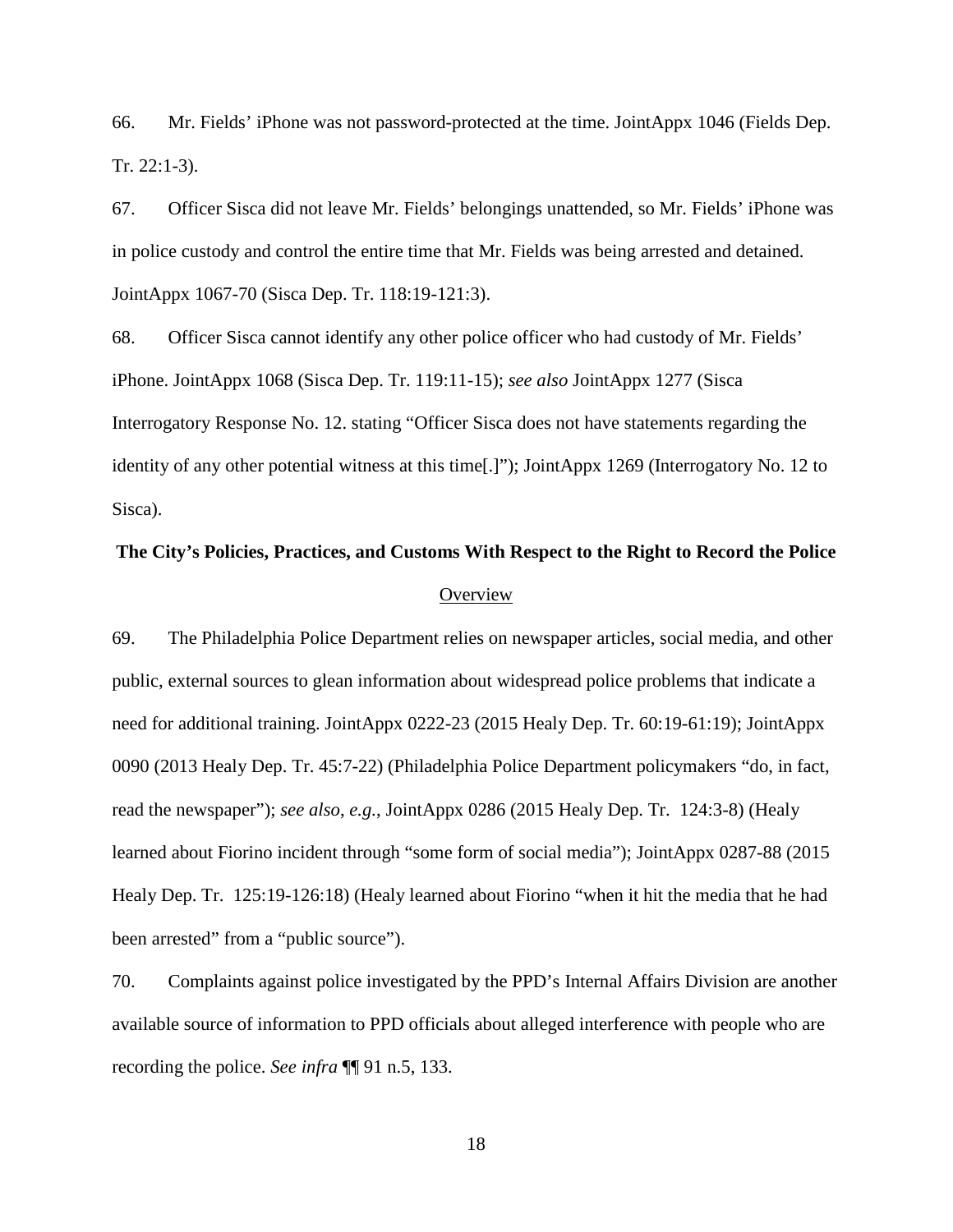66. Mr. Fields' iPhone was not password-protected at the time. JointAppx 1046 (Fields Dep. Tr. 22:1-3).

67. Officer Sisca did not leave Mr. Fields' belongings unattended, so Mr. Fields' iPhone was in police custody and control the entire time that Mr. Fields was being arrested and detained. JointAppx 1067-70 (Sisca Dep. Tr. 118:19-121:3).

68. Officer Sisca cannot identify any other police officer who had custody of Mr. Fields' iPhone. JointAppx 1068 (Sisca Dep. Tr. 119:11-15); *see also* JointAppx 1277 (Sisca Interrogatory Response No. 12. stating "Officer Sisca does not have statements regarding the identity of any other potential witness at this time[.]"); JointAppx 1269 (Interrogatory No. 12 to Sisca).

**The City's Policies, Practices, and Customs With Respect to the Right to Record the Police**

<u>Overview</u>

69. The Philadelphia Police Department relies on newspaper articles, social media, and other public, external sources to glean information about widespread police problems that indicate a need for additional training. JointAppx 0222-23 (2015 Healy Dep. Tr. 60:19-61:19); JointAppx 0090 (2013 Healy Dep. Tr. 45:7-22) (Philadelphia Police Department policymakers "do, in fact, read the newspaper"); *see also*, *e.g.*, JointAppx 0286 (2015 Healy Dep. Tr. 124:3-8) (Healy learned about Fiorino incident through "some form of social media"); JointAppx 0287-88 (2015 Healy Dep. Tr. 125:19-126:18) (Healy learned about Fiorino "when it hit the media that he had been arrested" from a "public source").

70. Complaints against police investigated by the PPD's Internal Affairs Division are another available source of information to PPD officials about alleged interference with people who are recording the police. *See infra* ¶¶ 91 n.5, 133.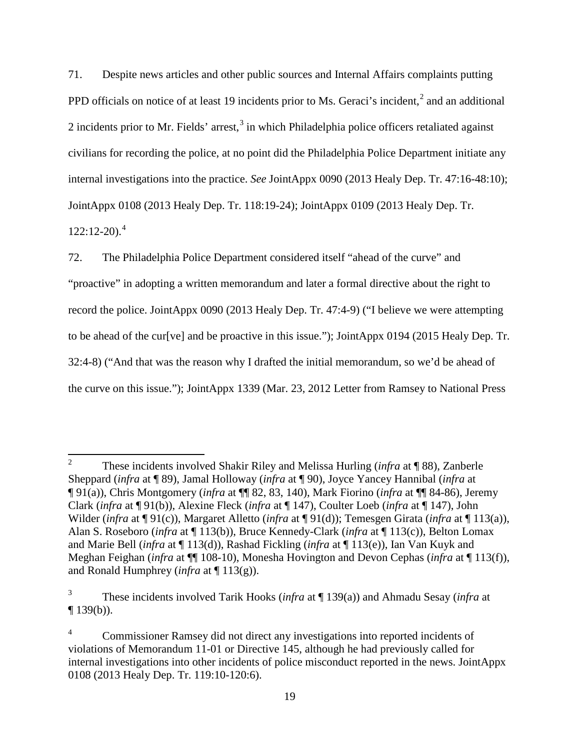71. Despite news articles and other public sources and Internal Affairs complaints putting PPD officials on notice of at least 19 incidents prior to Ms. Geraci's incident,[2] and an additional 2 incidents prior to Mr. Fields' arrest,[3] in which Philadelphia police officers retaliated against civilians for recording the police, at no point did the Philadelphia Police Department initiate any internal investigations into the practice. *See* JointAppx 0090 (2013 Healy Dep. Tr. 47:16-48:10); JointAppx 0108 (2013 Healy Dep. Tr. 118:19-24); JointAppx 0109 (2013 Healy Dep. Tr. 122:12-20).[4]

72. The Philadelphia Police Department considered itself "ahead of the curve" and "proactive" in adopting a written memorandum and later a formal directive about the right to record the police. JointAppx 0090 (2013 Healy Dep. Tr. 47:4-9) ("I believe we were attempting to be ahead of the cur[ve] and be proactive in this issue."); JointAppx 0194 (2015 Healy Dep. Tr. 32:4-8) ("And that was the reason why I drafted the initial memorandum, so we'd be ahead of the curve on this issue."); JointAppx 1339 (Mar. 23, 2012 Letter from Ramsey to National Press

---

[2] These incidents involved Shakir Riley and Melissa Hurling (*infra* at ¶ 88), Zanberle Sheppard (*infra* at ¶ 89), Jamal Holloway (*infra* at ¶ 90), Joyce Yancey Hannibal (*infra* at ¶ 91(a)), Chris Montgomery (*infra* at ¶¶ 82, 83, 140), Mark Fiorino (*infra* at ¶¶ 84-86), Jeremy Clark (*infra* at ¶ 91(b)), Alexine Fleck (*infra* at ¶ 147), Coulter Loeb (*infra* at ¶ 147), John Wilder (*infra* at ¶ 91(c)), Margaret Alletto (*infra* at ¶ 91(d)); Temesgen Girata (*infra* at ¶ 113(a)), Alan S. Roseboro (*infra* at ¶ 113(b)), Bruce Kennedy-Clark (*infra* at ¶ 113(c)), Belton Lomax and Marie Bell (*infra* at ¶ 113(d)), Rashad Fickling (*infra* at ¶ 113(e)), Ian Van Kuyk and Meghan Feighan (*infra* at ¶¶ 108-10), Monesha Hovington and Devon Cephas (*infra* at ¶ 113(f)), and Ronald Humphrey (*infra* at ¶ 113(g)).

[3] These incidents involved Tarik Hooks (*infra* at ¶ 139(a)) and Ahmadu Sesay (*infra* at ¶ 139(b)).

[4] Commissioner Ramsey did not direct any investigations into reported incidents of violations of Memorandum 11-01 or Directive 145, although he had previously called for internal investigations into other incidents of police misconduct reported in the news. JointAppx 0108 (2013 Healy Dep. Tr. 119:10-120:6).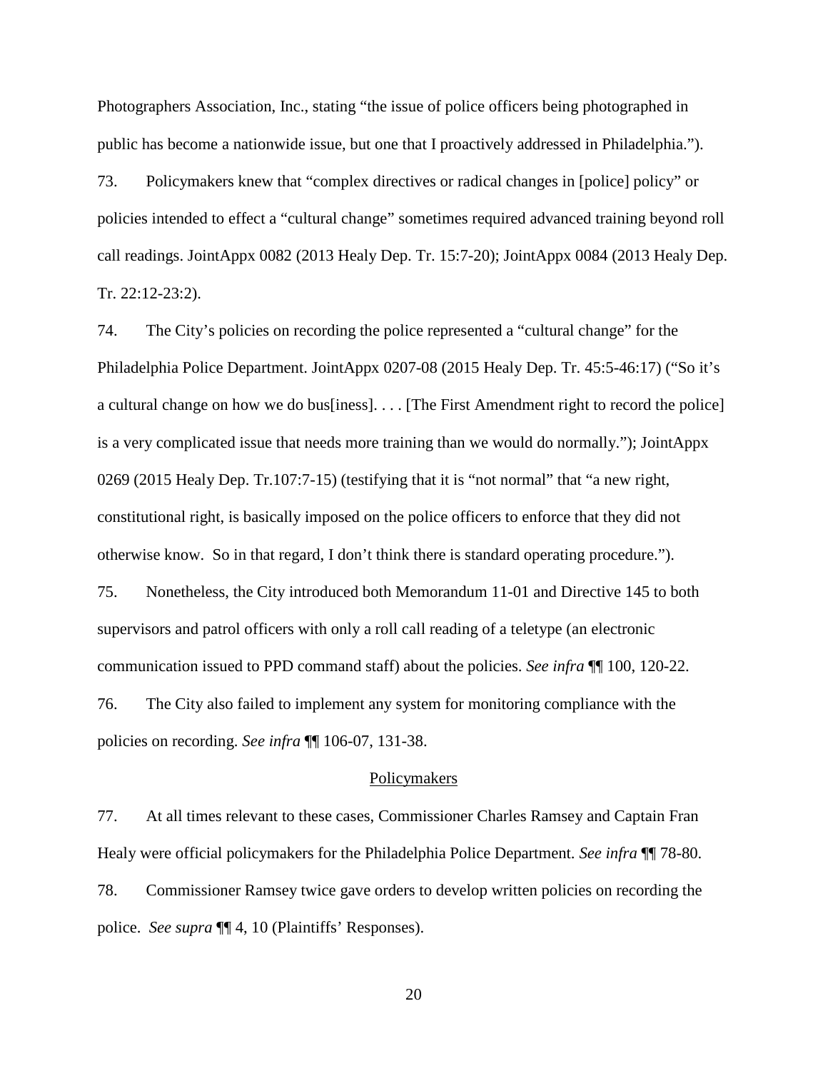Photographers Association, Inc., stating "the issue of police officers being photographed in public has become a nationwide issue, but one that I proactively addressed in Philadelphia.").

73. Policymakers knew that "complex directives or radical changes in [police] policy" or policies intended to effect a "cultural change" sometimes required advanced training beyond roll call readings. JointAppx 0082 (2013 Healy Dep. Tr. 15:7-20); JointAppx 0084 (2013 Healy Dep. Tr. 22:12-23:2).

74. The City's policies on recording the police represented a "cultural change" for the Philadelphia Police Department. JointAppx 0207-08 (2015 Healy Dep. Tr. 45:5-46:17) ("So it's a cultural change on how we do bus[iness]. . . . [The First Amendment right to record the police] is a very complicated issue that needs more training than we would do normally."); JointAppx 0269 (2015 Healy Dep. Tr.107:7-15) (testifying that it is "not normal" that "a new right, constitutional right, is basically imposed on the police officers to enforce that they did not otherwise know. So in that regard, I don't think there is standard operating procedure.").

75. Nonetheless, the City introduced both Memorandum 11-01 and Directive 145 to both supervisors and patrol officers with only a roll call reading of a teletype (an electronic communication issued to PPD command staff) about the policies. *See infra* ¶¶ 100, 120-22.

76. The City also failed to implement any system for monitoring compliance with the policies on recording. *See infra* ¶¶ 106-07, 131-38.

<u>Policymakers</u>

77. At all times relevant to these cases, Commissioner Charles Ramsey and Captain Fran Healy were official policymakers for the Philadelphia Police Department. *See infra* ¶¶ 78-80.

78. Commissioner Ramsey twice gave orders to develop written policies on recording the police. *See supra* ¶¶ 4, 10 (Plaintiffs' Responses).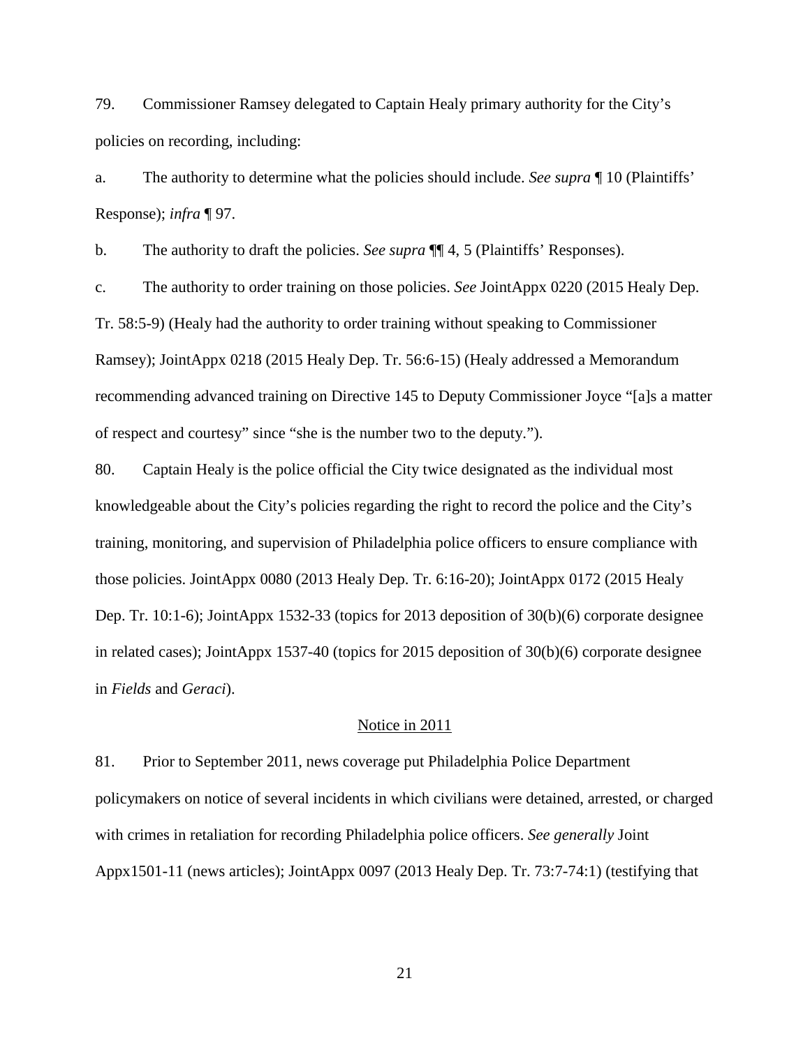79. Commissioner Ramsey delegated to Captain Healy primary authority for the City's policies on recording, including:

a. The authority to determine what the policies should include. *See supra* ¶ 10 (Plaintiffs' Response); *infra* ¶ 97.

b. The authority to draft the policies. *See supra* ¶¶ 4, 5 (Plaintiffs' Responses).

c. The authority to order training on those policies. *See* JointAppx 0220 (2015 Healy Dep. Tr. 58:5-9) (Healy had the authority to order training without speaking to Commissioner Ramsey); JointAppx 0218 (2015 Healy Dep. Tr. 56:6-15) (Healy addressed a Memorandum recommending advanced training on Directive 145 to Deputy Commissioner Joyce "[a]s a matter of respect and courtesy" since "she is the number two to the deputy.").

80. Captain Healy is the police official the City twice designated as the individual most knowledgeable about the City's policies regarding the right to record the police and the City's training, monitoring, and supervision of Philadelphia police officers to ensure compliance with those policies. JointAppx 0080 (2013 Healy Dep. Tr. 6:16-20); JointAppx 0172 (2015 Healy Dep. Tr. 10:1-6); JointAppx 1532-33 (topics for 2013 deposition of 30(b)(6) corporate designee in related cases); JointAppx 1537-40 (topics for 2015 deposition of 30(b)(6) corporate designee in *Fields* and *Geraci*).

<u>Notice in 2011</u>

81. Prior to September 2011, news coverage put Philadelphia Police Department policymakers on notice of several incidents in which civilians were detained, arrested, or charged with crimes in retaliation for recording Philadelphia police officers. *See generally* Joint Appx1501-11 (news articles); JointAppx 0097 (2013 Healy Dep. Tr. 73:7-74:1) (testifying that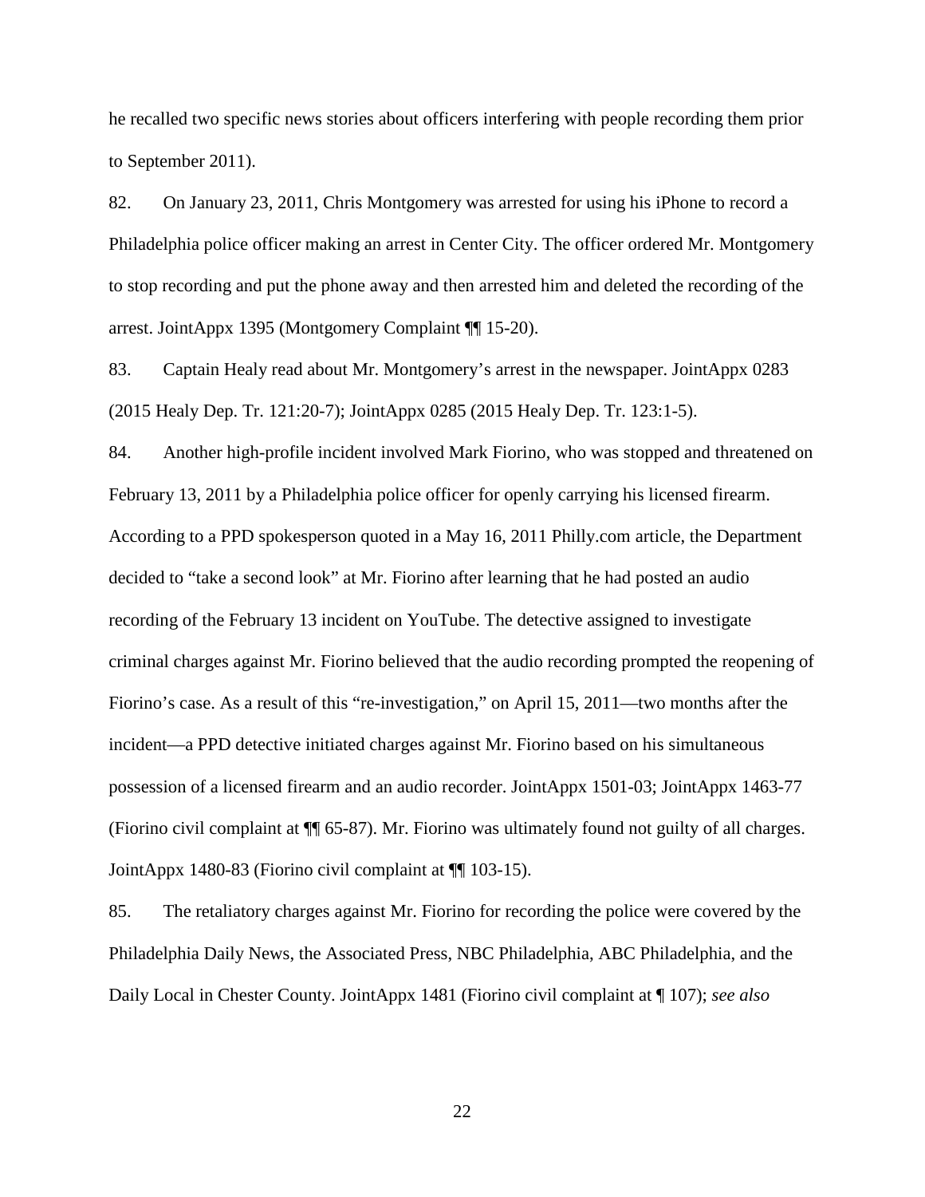he recalled two specific news stories about officers interfering with people recording them prior to September 2011).

82. On January 23, 2011, Chris Montgomery was arrested for using his iPhone to record a Philadelphia police officer making an arrest in Center City. The officer ordered Mr. Montgomery to stop recording and put the phone away and then arrested him and deleted the recording of the arrest. JointAppx 1395 (Montgomery Complaint ¶¶ 15-20).

83. Captain Healy read about Mr. Montgomery's arrest in the newspaper. JointAppx 0283 (2015 Healy Dep. Tr. 121:20-7); JointAppx 0285 (2015 Healy Dep. Tr. 123:1-5).

84. Another high-profile incident involved Mark Fiorino, who was stopped and threatened on February 13, 2011 by a Philadelphia police officer for openly carrying his licensed firearm. According to a PPD spokesperson quoted in a May 16, 2011 Philly.com article, the Department decided to "take a second look" at Mr. Fiorino after learning that he had posted an audio recording of the February 13 incident on YouTube. The detective assigned to investigate criminal charges against Mr. Fiorino believed that the audio recording prompted the reopening of Fiorino's case. As a result of this "re-investigation," on April 15, 2011—two months after the incident—a PPD detective initiated charges against Mr. Fiorino based on his simultaneous possession of a licensed firearm and an audio recorder. JointAppx 1501-03; JointAppx 1463-77 (Fiorino civil complaint at ¶¶ 65-87). Mr. Fiorino was ultimately found not guilty of all charges. JointAppx 1480-83 (Fiorino civil complaint at ¶¶ 103-15).

85. The retaliatory charges against Mr. Fiorino for recording the police were covered by the Philadelphia Daily News, the Associated Press, NBC Philadelphia, ABC Philadelphia, and the Daily Local in Chester County. JointAppx 1481 (Fiorino civil complaint at ¶ 107); *see also*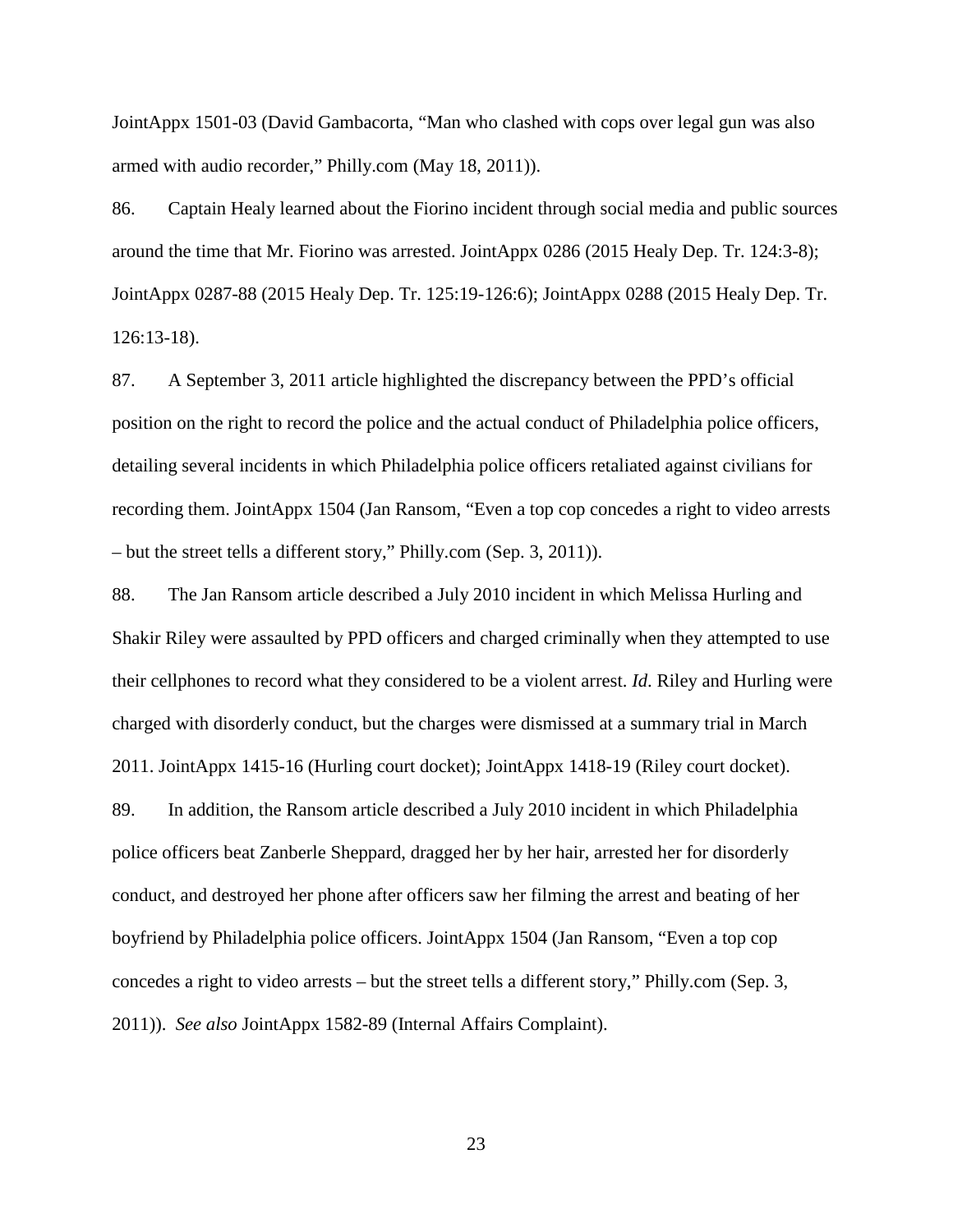JointAppx 1501-03 (David Gambacorta, "Man who clashed with cops over legal gun was also armed with audio recorder," Philly.com (May 18, 2011)).

86. Captain Healy learned about the Fiorino incident through social media and public sources around the time that Mr. Fiorino was arrested. JointAppx 0286 (2015 Healy Dep. Tr. 124:3-8); JointAppx 0287-88 (2015 Healy Dep. Tr. 125:19-126:6); JointAppx 0288 (2015 Healy Dep. Tr. 126:13-18).

87. A September 3, 2011 article highlighted the discrepancy between the PPD's official position on the right to record the police and the actual conduct of Philadelphia police officers, detailing several incidents in which Philadelphia police officers retaliated against civilians for recording them. JointAppx 1504 (Jan Ransom, "Even a top cop concedes a right to video arrests – but the street tells a different story," Philly.com (Sep. 3, 2011)).

88. The Jan Ransom article described a July 2010 incident in which Melissa Hurling and Shakir Riley were assaulted by PPD officers and charged criminally when they attempted to use their cellphones to record what they considered to be a violent arrest. *Id*. Riley and Hurling were charged with disorderly conduct, but the charges were dismissed at a summary trial in March 2011. JointAppx 1415-16 (Hurling court docket); JointAppx 1418-19 (Riley court docket).

89. In addition, the Ransom article described a July 2010 incident in which Philadelphia police officers beat Zanberle Sheppard, dragged her by her hair, arrested her for disorderly conduct, and destroyed her phone after officers saw her filming the arrest and beating of her boyfriend by Philadelphia police officers. JointAppx 1504 (Jan Ransom, "Even a top cop concedes a right to video arrests – but the street tells a different story," Philly.com (Sep. 3, 2011)). *See also* JointAppx 1582-89 (Internal Affairs Complaint).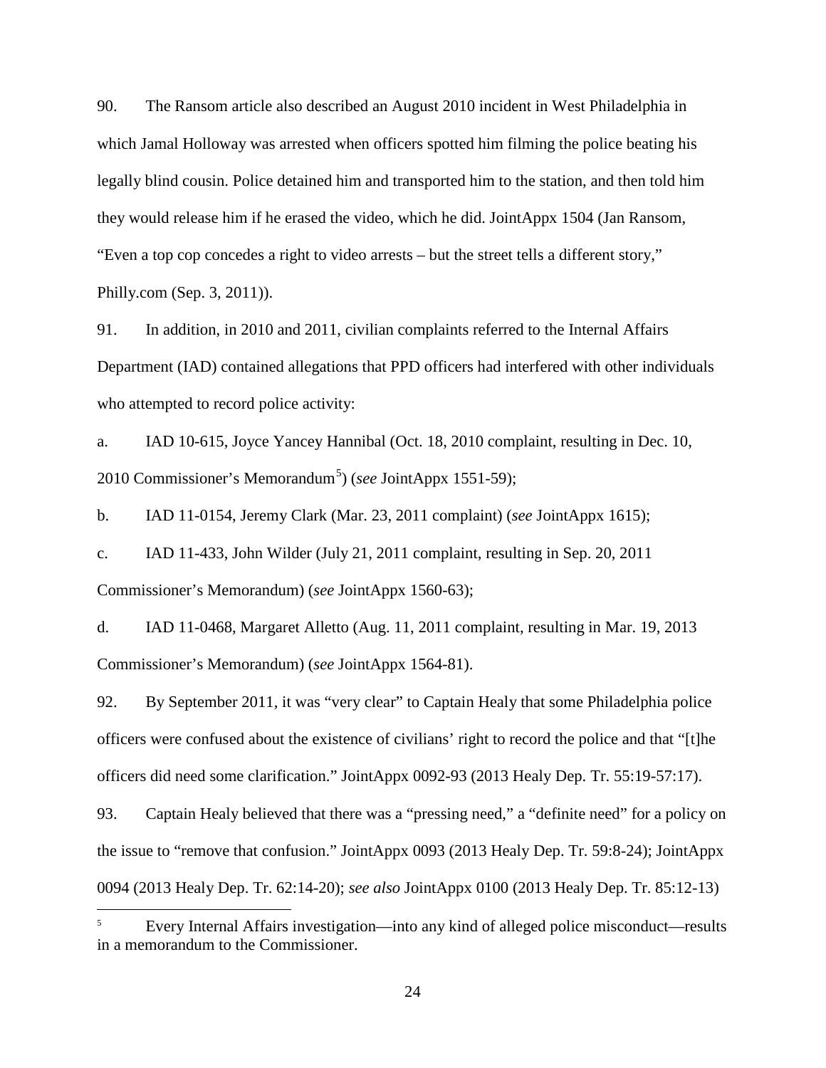90. The Ransom article also described an August 2010 incident in West Philadelphia in which Jamal Holloway was arrested when officers spotted him filming the police beating his legally blind cousin. Police detained him and transported him to the station, and then told him they would release him if he erased the video, which he did. JointAppx 1504 (Jan Ransom, "Even a top cop concedes a right to video arrests – but the street tells a different story," Philly.com (Sep. 3, 2011)).

91. In addition, in 2010 and 2011, civilian complaints referred to the Internal Affairs Department (IAD) contained allegations that PPD officers had interfered with other individuals who attempted to record police activity:

a. IAD 10-615, Joyce Yancey Hannibal (Oct. 18, 2010 complaint, resulting in Dec. 10, 2010 Commissioner's Memorandum[5]) (*see* JointAppx 1551-59);

b. IAD 11-0154, Jeremy Clark (Mar. 23, 2011 complaint) (*see* JointAppx 1615);

c. IAD 11-433, John Wilder (July 21, 2011 complaint, resulting in Sep. 20, 2011 Commissioner's Memorandum) (*see* JointAppx 1560-63);

d. IAD 11-0468, Margaret Alletto (Aug. 11, 2011 complaint, resulting in Mar. 19, 2013 Commissioner's Memorandum) (*see* JointAppx 1564-81).

92. By September 2011, it was "very clear" to Captain Healy that some Philadelphia police officers were confused about the existence of civilians' right to record the police and that "[t]he officers did need some clarification." JointAppx 0092-93 (2013 Healy Dep. Tr. 55:19-57:17).

93. Captain Healy believed that there was a "pressing need," a "definite need" for a policy on the issue to "remove that confusion." JointAppx 0093 (2013 Healy Dep. Tr. 59:8-24); JointAppx 0094 (2013 Healy Dep. Tr. 62:14-20); *see also* JointAppx 0100 (2013 Healy Dep. Tr. 85:12-13)

[5] Every Internal Affairs investigation—into any kind of alleged police misconduct—results in a memorandum to the Commissioner.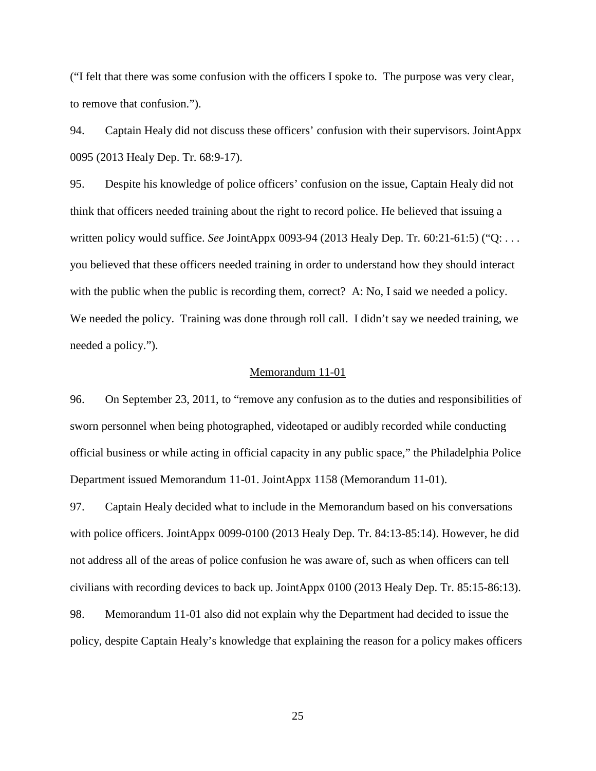("I felt that there was some confusion with the officers I spoke to. The purpose was very clear, to remove that confusion.").

94. Captain Healy did not discuss these officers' confusion with their supervisors. JointAppx 0095 (2013 Healy Dep. Tr. 68:9-17).

95. Despite his knowledge of police officers' confusion on the issue, Captain Healy did not think that officers needed training about the right to record police. He believed that issuing a written policy would suffice. *See* JointAppx 0093-94 (2013 Healy Dep. Tr. 60:21-61:5) ("Q: . . . you believed that these officers needed training in order to understand how they should interact with the public when the public is recording them, correct? A: No, I said we needed a policy. We needed the policy. Training was done through roll call. I didn't say we needed training, we needed a policy.").

<u>Memorandum 11-01</u>

96. On September 23, 2011, to "remove any confusion as to the duties and responsibilities of sworn personnel when being photographed, videotaped or audibly recorded while conducting official business or while acting in official capacity in any public space," the Philadelphia Police Department issued Memorandum 11-01. JointAppx 1158 (Memorandum 11-01).

97. Captain Healy decided what to include in the Memorandum based on his conversations with police officers. JointAppx 0099-0100 (2013 Healy Dep. Tr. 84:13-85:14). However, he did not address all of the areas of police confusion he was aware of, such as when officers can tell civilians with recording devices to back up. JointAppx 0100 (2013 Healy Dep. Tr. 85:15-86:13).

98. Memorandum 11-01 also did not explain why the Department had decided to issue the policy, despite Captain Healy's knowledge that explaining the reason for a policy makes officers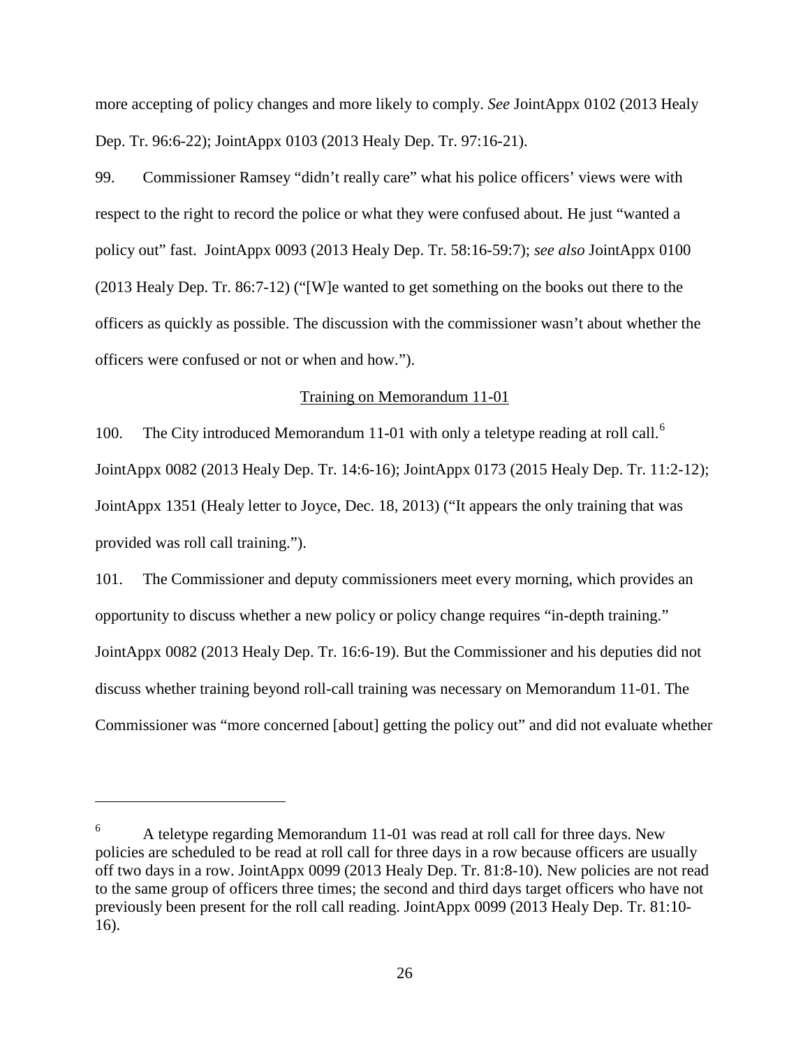more accepting of policy changes and more likely to comply. *See* JointAppx 0102 (2013 Healy Dep. Tr. 96:6-22); JointAppx 0103 (2013 Healy Dep. Tr. 97:16-21).

99. Commissioner Ramsey "didn't really care" what his police officers' views were with respect to the right to record the police or what they were confused about. He just "wanted a policy out" fast. JointAppx 0093 (2013 Healy Dep. Tr. 58:16-59:7); *see also* JointAppx 0100 (2013 Healy Dep. Tr. 86:7-12) ("[W]e wanted to get something on the books out there to the officers as quickly as possible. The discussion with the commissioner wasn't about whether the officers were confused or not or when and how.").

<u>Training on Memorandum 11-01</u>

100. The City introduced Memorandum 11-01 with only a teletype reading at roll call.[6] JointAppx 0082 (2013 Healy Dep. Tr. 14:6-16); JointAppx 0173 (2015 Healy Dep. Tr. 11:2-12); JointAppx 1351 (Healy letter to Joyce, Dec. 18, 2013) ("It appears the only training that was provided was roll call training.").

101. The Commissioner and deputy commissioners meet every morning, which provides an opportunity to discuss whether a new policy or policy change requires "in-depth training." JointAppx 0082 (2013 Healy Dep. Tr. 16:6-19). But the Commissioner and his deputies did not discuss whether training beyond roll-call training was necessary on Memorandum 11-01. The Commissioner was "more concerned [about] getting the policy out" and did not evaluate whether

---

[6] A teletype regarding Memorandum 11-01 was read at roll call for three days. New policies are scheduled to be read at roll call for three days in a row because officers are usually off two days in a row. JointAppx 0099 (2013 Healy Dep. Tr. 81:8-10). New policies are not read to the same group of officers three times; the second and third days target officers who have not previously been present for the roll call reading. JointAppx 0099 (2013 Healy Dep. Tr. 81:10-16).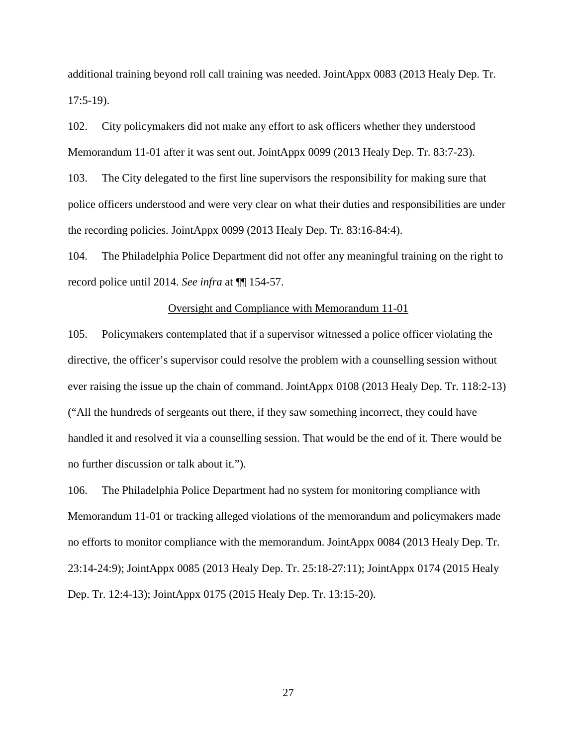additional training beyond roll call training was needed. JointAppx 0083 (2013 Healy Dep. Tr. 17:5-19).

102. City policymakers did not make any effort to ask officers whether they understood Memorandum 11-01 after it was sent out. JointAppx 0099 (2013 Healy Dep. Tr. 83:7-23).

103. The City delegated to the first line supervisors the responsibility for making sure that police officers understood and were very clear on what their duties and responsibilities are under the recording policies. JointAppx 0099 (2013 Healy Dep. Tr. 83:16-84:4).

104. The Philadelphia Police Department did not offer any meaningful training on the right to record police until 2014. *See infra* at ¶¶ 154-57.

<u>Oversight and Compliance with Memorandum 11-01</u>

105. Policymakers contemplated that if a supervisor witnessed a police officer violating the directive, the officer's supervisor could resolve the problem with a counselling session without ever raising the issue up the chain of command. JointAppx 0108 (2013 Healy Dep. Tr. 118:2-13) ("All the hundreds of sergeants out there, if they saw something incorrect, they could have handled it and resolved it via a counselling session. That would be the end of it. There would be no further discussion or talk about it.").

106. The Philadelphia Police Department had no system for monitoring compliance with Memorandum 11-01 or tracking alleged violations of the memorandum and policymakers made no efforts to monitor compliance with the memorandum. JointAppx 0084 (2013 Healy Dep. Tr. 23:14-24:9); JointAppx 0085 (2013 Healy Dep. Tr. 25:18-27:11); JointAppx 0174 (2015 Healy Dep. Tr. 12:4-13); JointAppx 0175 (2015 Healy Dep. Tr. 13:15-20).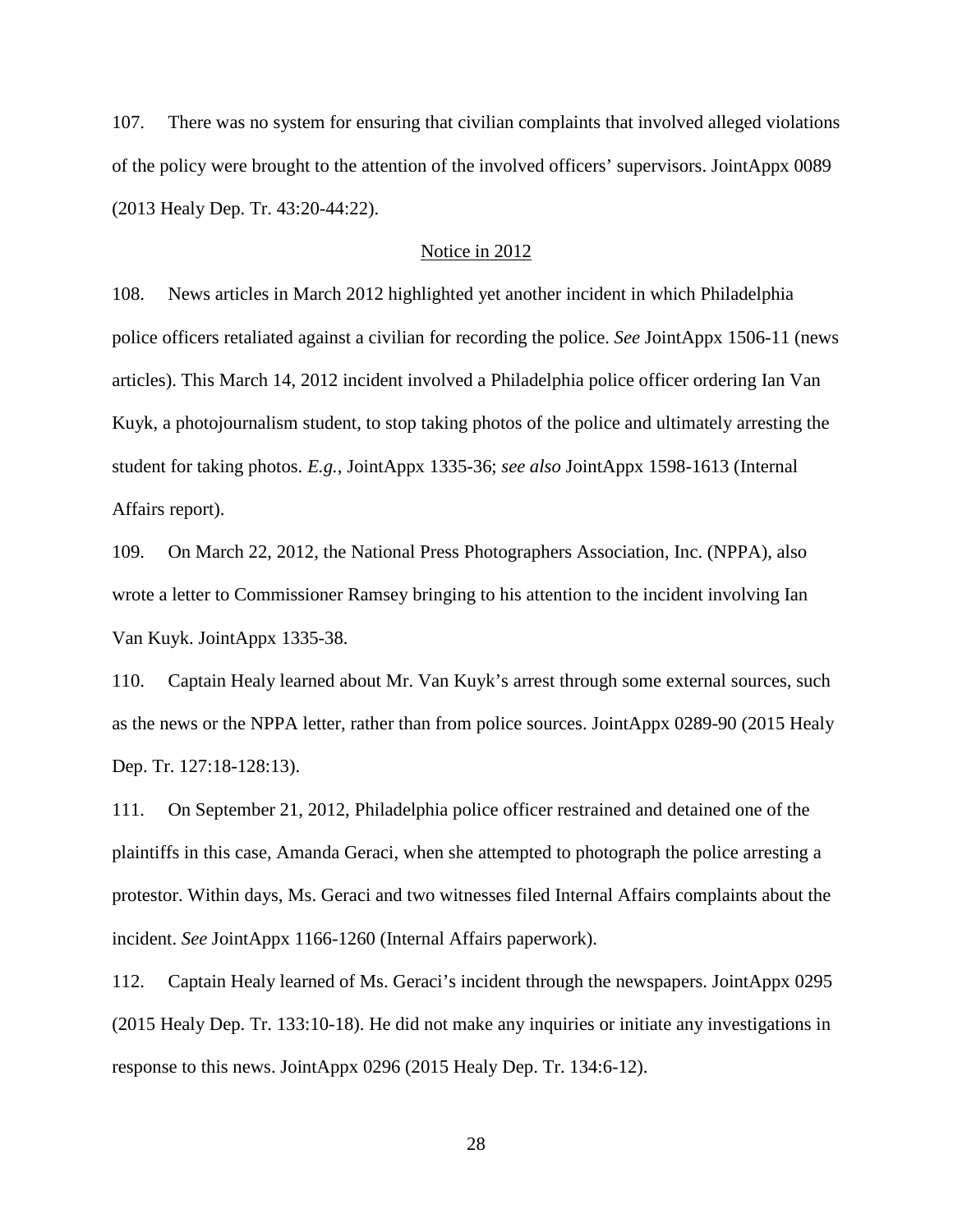107. There was no system for ensuring that civilian complaints that involved alleged violations of the policy were brought to the attention of the involved officers' supervisors. JointAppx 0089 (2013 Healy Dep. Tr. 43:20-44:22).

<u>Notice in 2012</u>

108. News articles in March 2012 highlighted yet another incident in which Philadelphia police officers retaliated against a civilian for recording the police. *See* JointAppx 1506-11 (news articles). This March 14, 2012 incident involved a Philadelphia police officer ordering Ian Van Kuyk, a photojournalism student, to stop taking photos of the police and ultimately arresting the student for taking photos. *E.g.*, JointAppx 1335-36; *see also* JointAppx 1598-1613 (Internal Affairs report).

109. On March 22, 2012, the National Press Photographers Association, Inc. (NPPA), also wrote a letter to Commissioner Ramsey bringing to his attention to the incident involving Ian Van Kuyk. JointAppx 1335-38.

110. Captain Healy learned about Mr. Van Kuyk's arrest through some external sources, such as the news or the NPPA letter, rather than from police sources. JointAppx 0289-90 (2015 Healy Dep. Tr. 127:18-128:13).

111. On September 21, 2012, Philadelphia police officer restrained and detained one of the plaintiffs in this case, Amanda Geraci, when she attempted to photograph the police arresting a protestor. Within days, Ms. Geraci and two witnesses filed Internal Affairs complaints about the incident. *See* JointAppx 1166-1260 (Internal Affairs paperwork).

112. Captain Healy learned of Ms. Geraci's incident through the newspapers. JointAppx 0295 (2015 Healy Dep. Tr. 133:10-18). He did not make any inquiries or initiate any investigations in response to this news. JointAppx 0296 (2015 Healy Dep. Tr. 134:6-12).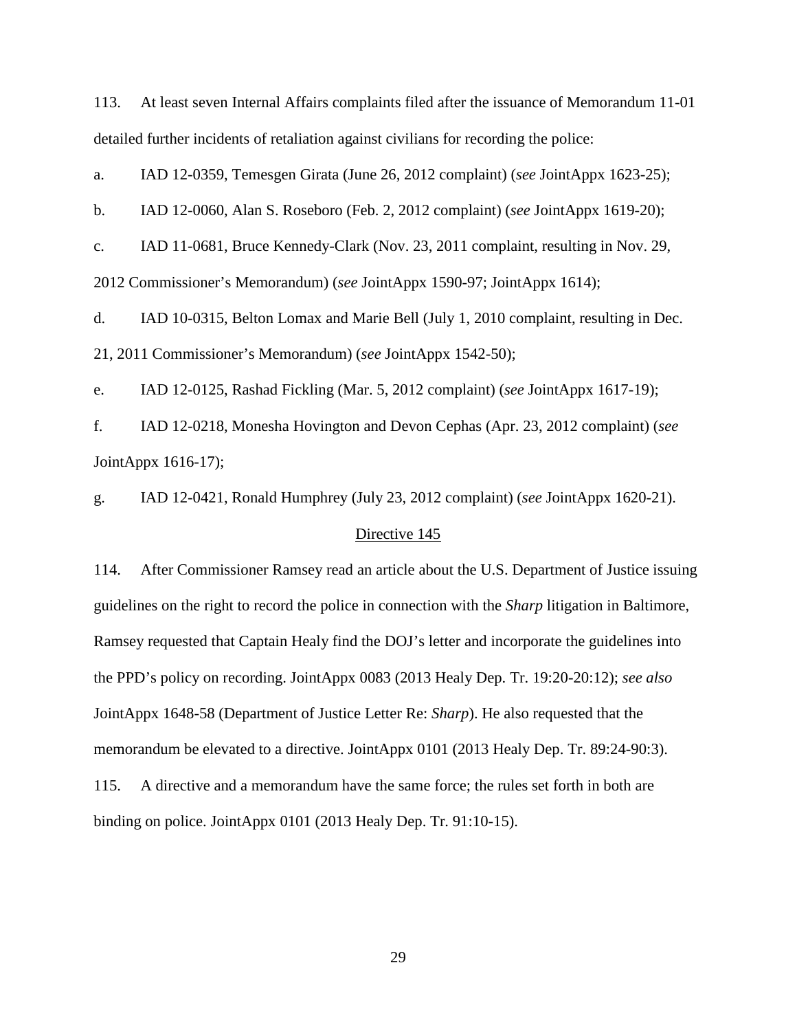113. At least seven Internal Affairs complaints filed after the issuance of Memorandum 11-01 detailed further incidents of retaliation against civilians for recording the police:

a. IAD 12-0359, Temesgen Girata (June 26, 2012 complaint) (*see* JointAppx 1623-25);

b. IAD 12-0060, Alan S. Roseboro (Feb. 2, 2012 complaint) (*see* JointAppx 1619-20);

c. IAD 11-0681, Bruce Kennedy-Clark (Nov. 23, 2011 complaint, resulting in Nov. 29, 2012 Commissioner's Memorandum) (*see* JointAppx 1590-97; JointAppx 1614);

d. IAD 10-0315, Belton Lomax and Marie Bell (July 1, 2010 complaint, resulting in Dec. 21, 2011 Commissioner's Memorandum) (*see* JointAppx 1542-50);

e. IAD 12-0125, Rashad Fickling (Mar. 5, 2012 complaint) (*see* JointAppx 1617-19);

f. IAD 12-0218, Monesha Hovington and Devon Cephas (Apr. 23, 2012 complaint) (*see* JointAppx 1616-17);

g. IAD 12-0421, Ronald Humphrey (July 23, 2012 complaint) (*see* JointAppx 1620-21).

<u>Directive 145</u>

114. After Commissioner Ramsey read an article about the U.S. Department of Justice issuing guidelines on the right to record the police in connection with the *Sharp* litigation in Baltimore, Ramsey requested that Captain Healy find the DOJ's letter and incorporate the guidelines into the PPD's policy on recording. JointAppx 0083 (2013 Healy Dep. Tr. 19:20-20:12); *see also* JointAppx 1648-58 (Department of Justice Letter Re: *Sharp*). He also requested that the memorandum be elevated to a directive. JointAppx 0101 (2013 Healy Dep. Tr. 89:24-90:3).

115. A directive and a memorandum have the same force; the rules set forth in both are binding on police. JointAppx 0101 (2013 Healy Dep. Tr. 91:10-15).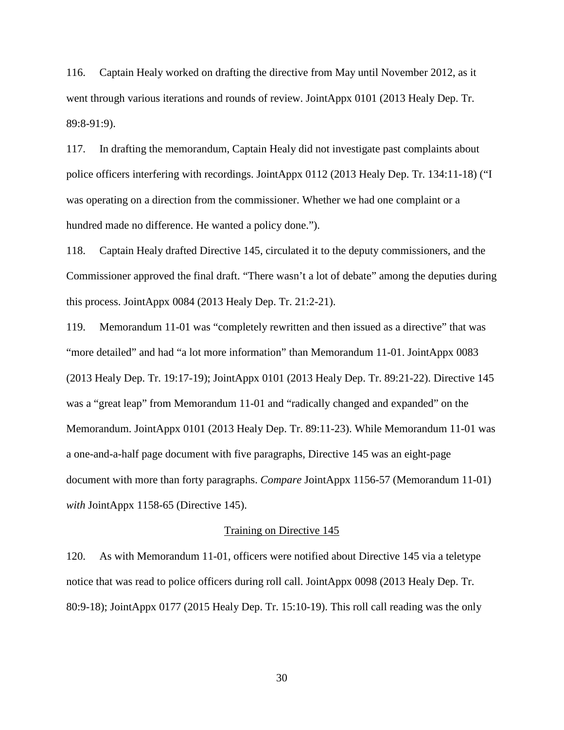116. Captain Healy worked on drafting the directive from May until November 2012, as it went through various iterations and rounds of review. JointAppx 0101 (2013 Healy Dep. Tr. 89:8-91:9).

117. In drafting the memorandum, Captain Healy did not investigate past complaints about police officers interfering with recordings. JointAppx 0112 (2013 Healy Dep. Tr. 134:11-18) ("I was operating on a direction from the commissioner. Whether we had one complaint or a hundred made no difference. He wanted a policy done.").

118. Captain Healy drafted Directive 145, circulated it to the deputy commissioners, and the Commissioner approved the final draft. "There wasn't a lot of debate" among the deputies during this process. JointAppx 0084 (2013 Healy Dep. Tr. 21:2-21).

119. Memorandum 11-01 was "completely rewritten and then issued as a directive" that was "more detailed" and had "a lot more information" than Memorandum 11-01. JointAppx 0083 (2013 Healy Dep. Tr. 19:17-19); JointAppx 0101 (2013 Healy Dep. Tr. 89:21-22). Directive 145 was a "great leap" from Memorandum 11-01 and "radically changed and expanded" on the Memorandum. JointAppx 0101 (2013 Healy Dep. Tr. 89:11-23). While Memorandum 11-01 was a one-and-a-half page document with five paragraphs, Directive 145 was an eight-page document with more than forty paragraphs. *Compare* JointAppx 1156-57 (Memorandum 11-01) *with* JointAppx 1158-65 (Directive 145).

<u>Training on Directive 145</u>

120. As with Memorandum 11-01, officers were notified about Directive 145 via a teletype notice that was read to police officers during roll call. JointAppx 0098 (2013 Healy Dep. Tr. 80:9-18); JointAppx 0177 (2015 Healy Dep. Tr. 15:10-19). This roll call reading was the only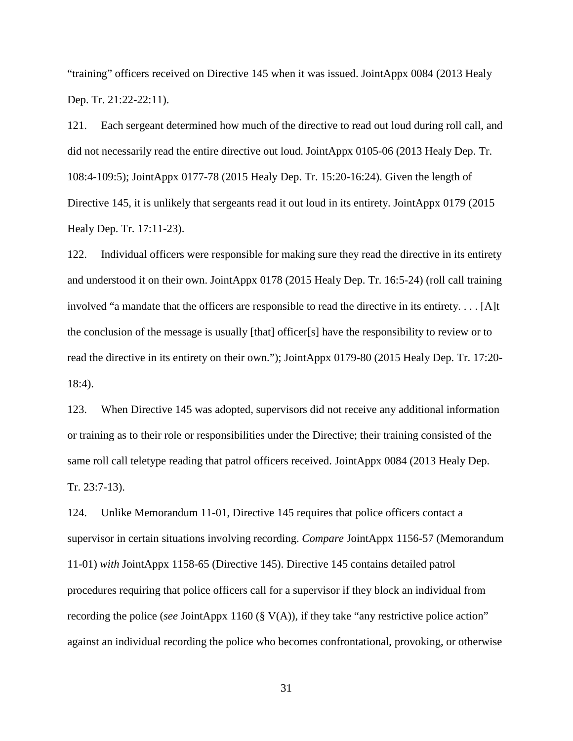"training" officers received on Directive 145 when it was issued. JointAppx 0084 (2013 Healy Dep. Tr. 21:22-22:11).

121. Each sergeant determined how much of the directive to read out loud during roll call, and did not necessarily read the entire directive out loud. JointAppx 0105-06 (2013 Healy Dep. Tr. 108:4-109:5); JointAppx 0177-78 (2015 Healy Dep. Tr. 15:20-16:24). Given the length of Directive 145, it is unlikely that sergeants read it out loud in its entirety. JointAppx 0179 (2015 Healy Dep. Tr. 17:11-23).

122. Individual officers were responsible for making sure they read the directive in its entirety and understood it on their own. JointAppx 0178 (2015 Healy Dep. Tr. 16:5-24) (roll call training involved "a mandate that the officers are responsible to read the directive in its entirety. . . . [A]t the conclusion of the message is usually [that] officer[s] have the responsibility to review or to read the directive in its entirety on their own."); JointAppx 0179-80 (2015 Healy Dep. Tr. 17:20-18:4).

123. When Directive 145 was adopted, supervisors did not receive any additional information or training as to their role or responsibilities under the Directive; their training consisted of the same roll call teletype reading that patrol officers received. JointAppx 0084 (2013 Healy Dep. Tr. 23:7-13).

124. Unlike Memorandum 11-01, Directive 145 requires that police officers contact a supervisor in certain situations involving recording. *Compare* JointAppx 1156-57 (Memorandum 11-01) *with* JointAppx 1158-65 (Directive 145). Directive 145 contains detailed patrol procedures requiring that police officers call for a supervisor if they block an individual from recording the police (*see* JointAppx 1160 (§ V(A)), if they take "any restrictive police action" against an individual recording the police who becomes confrontational, provoking, or otherwise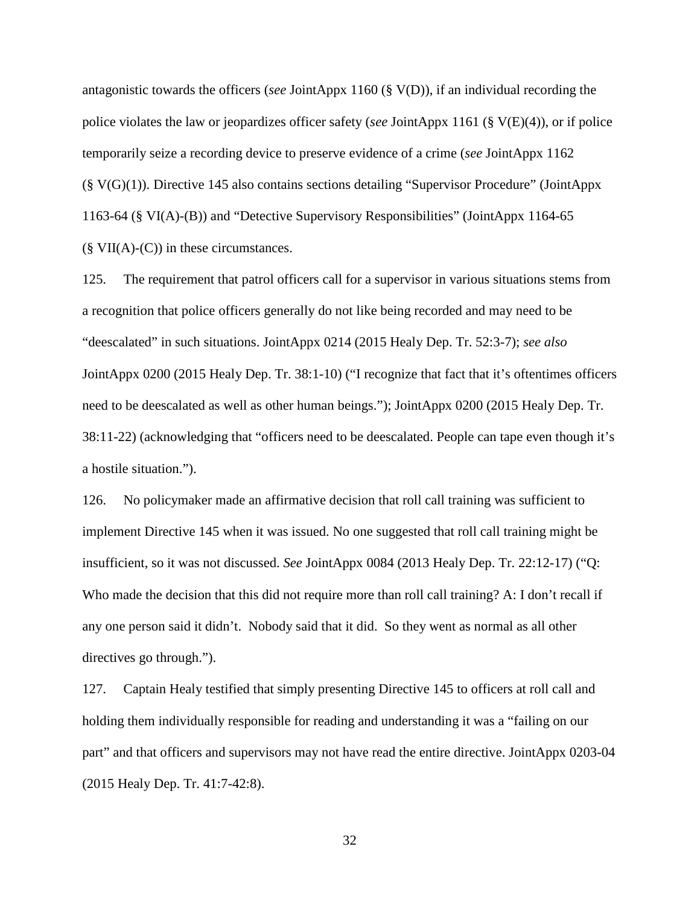antagonistic towards the officers (*see* JointAppx 1160 (§ V(D)), if an individual recording the police violates the law or jeopardizes officer safety (*see* JointAppx 1161 (§ V(E)(4)), or if police temporarily seize a recording device to preserve evidence of a crime (*see* JointAppx 1162 (§ V(G)(1)). Directive 145 also contains sections detailing "Supervisor Procedure" (JointAppx 1163-64 (§ VI(A)-(B)) and "Detective Supervisory Responsibilities" (JointAppx 1164-65 (§ VII(A)-(C)) in these circumstances.

125. The requirement that patrol officers call for a supervisor in various situations stems from a recognition that police officers generally do not like being recorded and may need to be "deescalated" in such situations. JointAppx 0214 (2015 Healy Dep. Tr. 52:3-7); *see also* JointAppx 0200 (2015 Healy Dep. Tr. 38:1-10) ("I recognize that fact that it's oftentimes officers need to be deescalated as well as other human beings."); JointAppx 0200 (2015 Healy Dep. Tr. 38:11-22) (acknowledging that "officers need to be deescalated. People can tape even though it's a hostile situation.").

126. No policymaker made an affirmative decision that roll call training was sufficient to implement Directive 145 when it was issued. No one suggested that roll call training might be insufficient, so it was not discussed. *See* JointAppx 0084 (2013 Healy Dep. Tr. 22:12-17) ("Q: Who made the decision that this did not require more than roll call training? A: I don't recall if any one person said it didn't. Nobody said that it did. So they went as normal as all other directives go through.").

127. Captain Healy testified that simply presenting Directive 145 to officers at roll call and holding them individually responsible for reading and understanding it was a "failing on our part" and that officers and supervisors may not have read the entire directive. JointAppx 0203-04 (2015 Healy Dep. Tr. 41:7-42:8).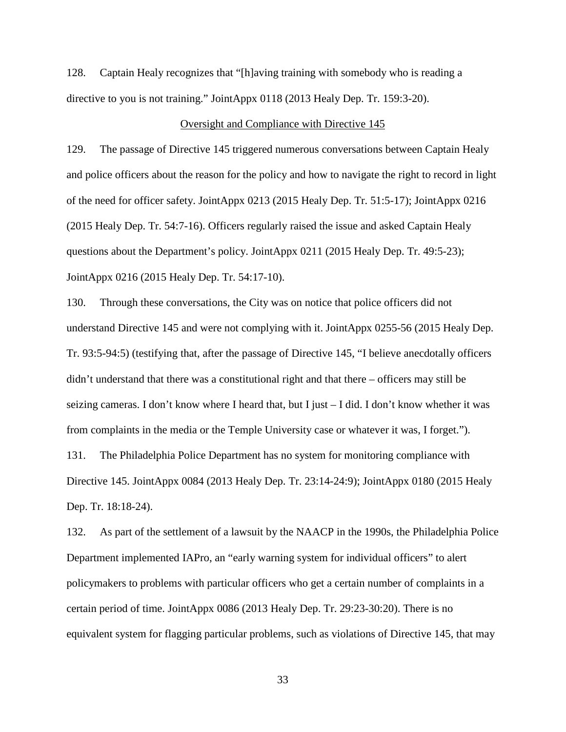128. Captain Healy recognizes that "[h]aving training with somebody who is reading a directive to you is not training." JointAppx 0118 (2013 Healy Dep. Tr. 159:3-20).

<u>Oversight and Compliance with Directive 145</u>

129. The passage of Directive 145 triggered numerous conversations between Captain Healy and police officers about the reason for the policy and how to navigate the right to record in light of the need for officer safety. JointAppx 0213 (2015 Healy Dep. Tr. 51:5-17); JointAppx 0216 (2015 Healy Dep. Tr. 54:7-16). Officers regularly raised the issue and asked Captain Healy questions about the Department's policy. JointAppx 0211 (2015 Healy Dep. Tr. 49:5-23); JointAppx 0216 (2015 Healy Dep. Tr. 54:17-10).

130. Through these conversations, the City was on notice that police officers did not understand Directive 145 and were not complying with it. JointAppx 0255-56 (2015 Healy Dep. Tr. 93:5-94:5) (testifying that, after the passage of Directive 145, "I believe anecdotally officers didn't understand that there was a constitutional right and that there – officers may still be seizing cameras. I don't know where I heard that, but I just – I did. I don't know whether it was from complaints in the media or the Temple University case or whatever it was, I forget.").

131. The Philadelphia Police Department has no system for monitoring compliance with Directive 145. JointAppx 0084 (2013 Healy Dep. Tr. 23:14-24:9); JointAppx 0180 (2015 Healy Dep. Tr. 18:18-24).

132. As part of the settlement of a lawsuit by the NAACP in the 1990s, the Philadelphia Police Department implemented IAPro, an "early warning system for individual officers" to alert policymakers to problems with particular officers who get a certain number of complaints in a certain period of time. JointAppx 0086 (2013 Healy Dep. Tr. 29:23-30:20). There is no equivalent system for flagging particular problems, such as violations of Directive 145, that may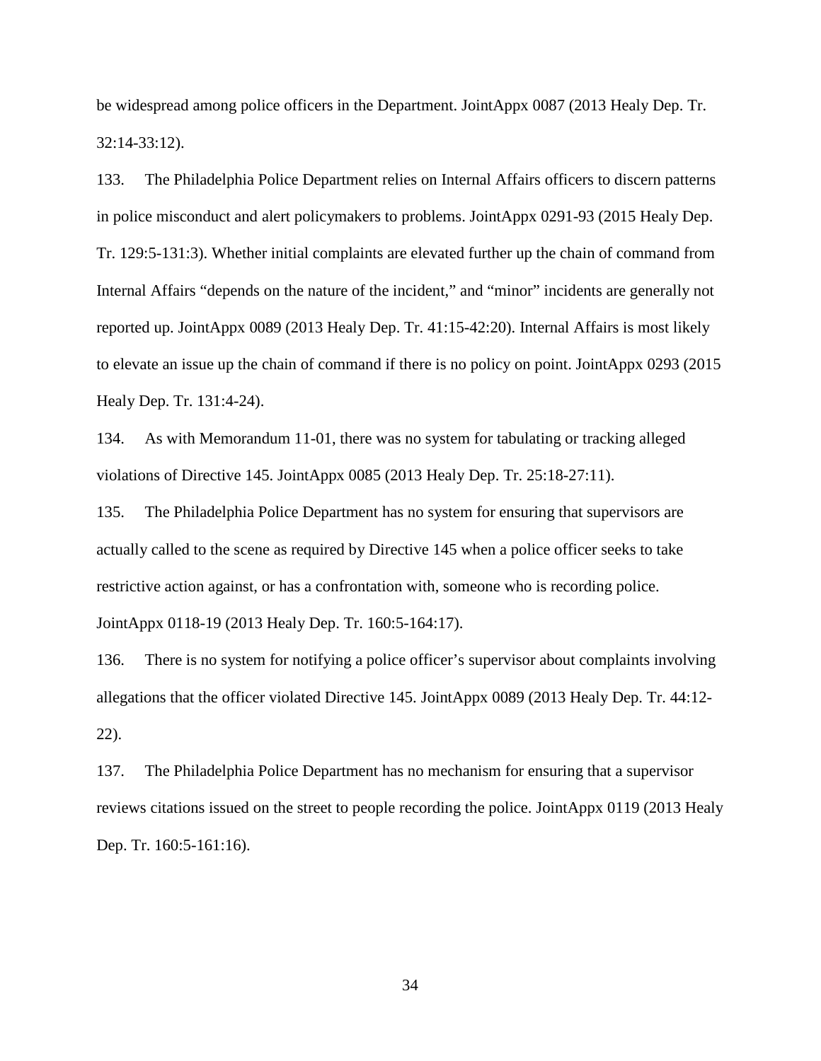be widespread among police officers in the Department. JointAppx 0087 (2013 Healy Dep. Tr. 32:14-33:12).

133. The Philadelphia Police Department relies on Internal Affairs officers to discern patterns in police misconduct and alert policymakers to problems. JointAppx 0291-93 (2015 Healy Dep. Tr. 129:5-131:3). Whether initial complaints are elevated further up the chain of command from Internal Affairs "depends on the nature of the incident," and "minor" incidents are generally not reported up. JointAppx 0089 (2013 Healy Dep. Tr. 41:15-42:20). Internal Affairs is most likely to elevate an issue up the chain of command if there is no policy on point. JointAppx 0293 (2015 Healy Dep. Tr. 131:4-24).

134. As with Memorandum 11-01, there was no system for tabulating or tracking alleged violations of Directive 145. JointAppx 0085 (2013 Healy Dep. Tr. 25:18-27:11).

135. The Philadelphia Police Department has no system for ensuring that supervisors are actually called to the scene as required by Directive 145 when a police officer seeks to take restrictive action against, or has a confrontation with, someone who is recording police. JointAppx 0118-19 (2013 Healy Dep. Tr. 160:5-164:17).

136. There is no system for notifying a police officer's supervisor about complaints involving allegations that the officer violated Directive 145. JointAppx 0089 (2013 Healy Dep. Tr. 44:12-22).

137. The Philadelphia Police Department has no mechanism for ensuring that a supervisor reviews citations issued on the street to people recording the police. JointAppx 0119 (2013 Healy Dep. Tr. 160:5-161:16).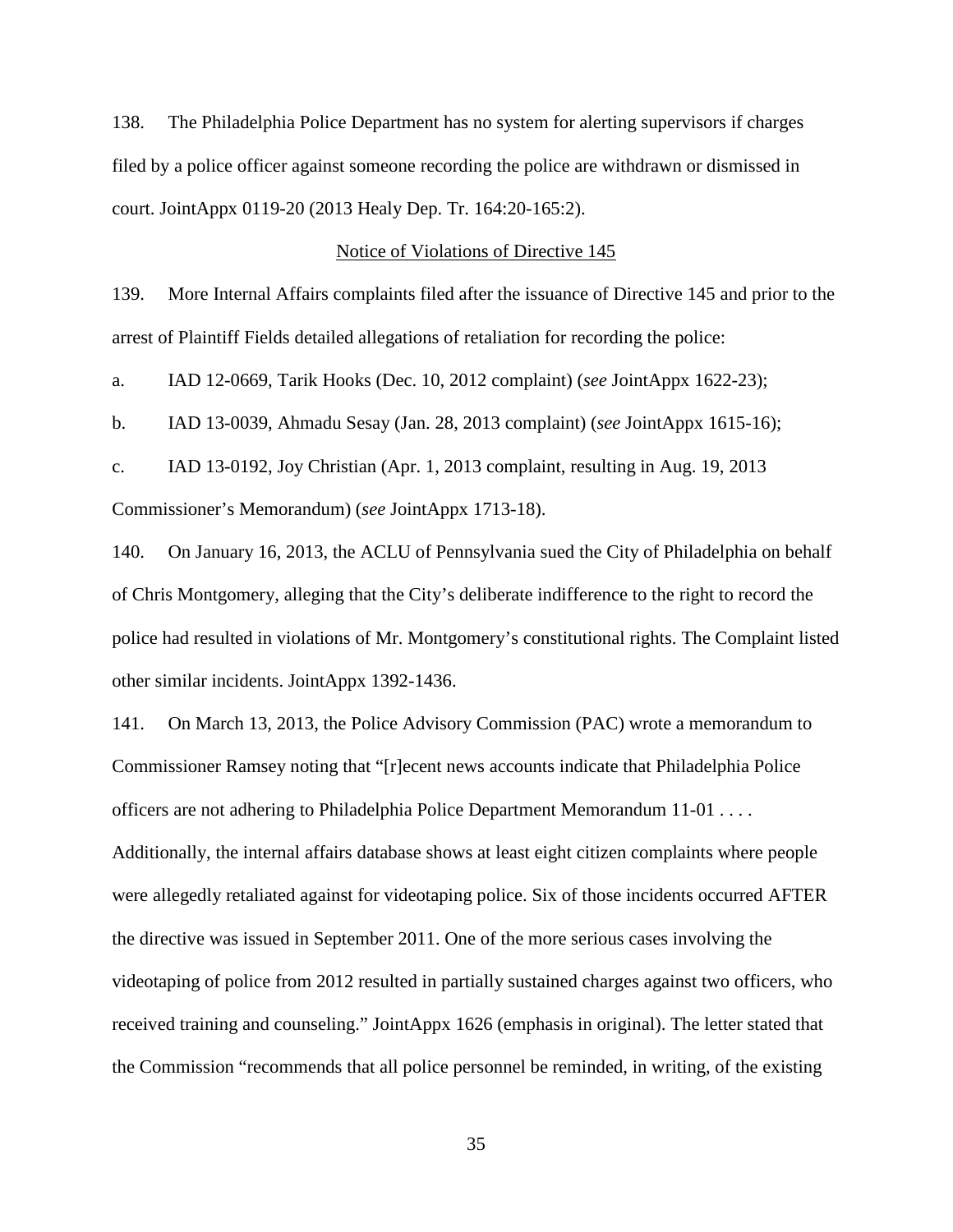138. The Philadelphia Police Department has no system for alerting supervisors if charges filed by a police officer against someone recording the police are withdrawn or dismissed in court. JointAppx 0119-20 (2013 Healy Dep. Tr. 164:20-165:2).

<u>Notice of Violations of Directive 145</u>

139. More Internal Affairs complaints filed after the issuance of Directive 145 and prior to the arrest of Plaintiff Fields detailed allegations of retaliation for recording the police:

a. IAD 12-0669, Tarik Hooks (Dec. 10, 2012 complaint) (*see* JointAppx 1622-23);

b. IAD 13-0039, Ahmadu Sesay (Jan. 28, 2013 complaint) (*see* JointAppx 1615-16);

c. IAD 13-0192, Joy Christian (Apr. 1, 2013 complaint, resulting in Aug. 19, 2013 Commissioner's Memorandum) (*see* JointAppx 1713-18).

140. On January 16, 2013, the ACLU of Pennsylvania sued the City of Philadelphia on behalf of Chris Montgomery, alleging that the City's deliberate indifference to the right to record the police had resulted in violations of Mr. Montgomery's constitutional rights. The Complaint listed other similar incidents. JointAppx 1392-1436.

141. On March 13, 2013, the Police Advisory Commission (PAC) wrote a memorandum to Commissioner Ramsey noting that "[r]ecent news accounts indicate that Philadelphia Police officers are not adhering to Philadelphia Police Department Memorandum 11-01 . . . . Additionally, the internal affairs database shows at least eight citizen complaints where people were allegedly retaliated against for videotaping police. Six of those incidents occurred AFTER the directive was issued in September 2011. One of the more serious cases involving the videotaping of police from 2012 resulted in partially sustained charges against two officers, who received training and counseling." JointAppx 1626 (emphasis in original). The letter stated that the Commission "recommends that all police personnel be reminded, in writing, of the existing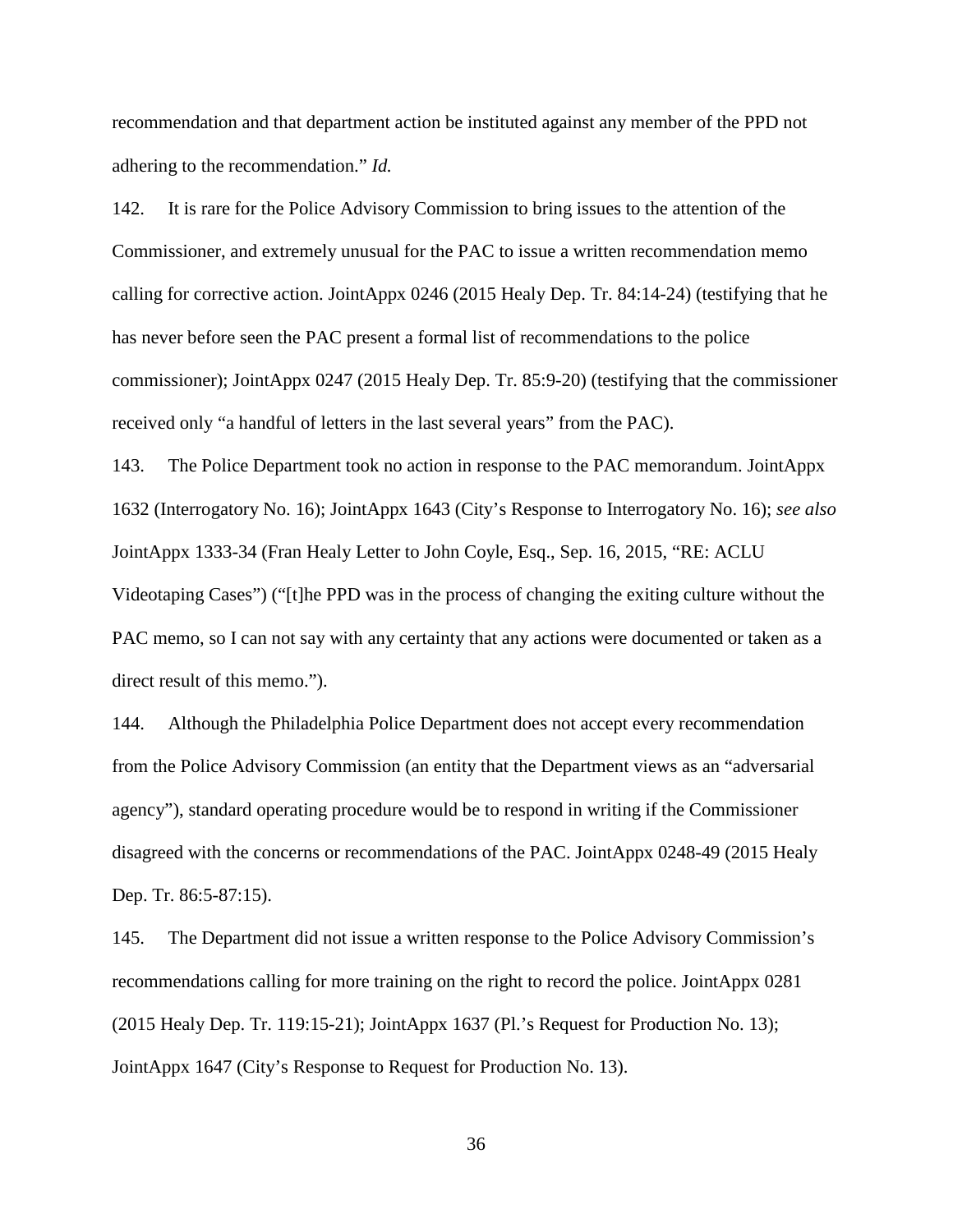recommendation and that department action be instituted against any member of the PPD not adhering to the recommendation." *Id.*

142. It is rare for the Police Advisory Commission to bring issues to the attention of the Commissioner, and extremely unusual for the PAC to issue a written recommendation memo calling for corrective action. JointAppx 0246 (2015 Healy Dep. Tr. 84:14-24) (testifying that he has never before seen the PAC present a formal list of recommendations to the police commissioner); JointAppx 0247 (2015 Healy Dep. Tr. 85:9-20) (testifying that the commissioner received only "a handful of letters in the last several years" from the PAC).

143. The Police Department took no action in response to the PAC memorandum. JointAppx 1632 (Interrogatory No. 16); JointAppx 1643 (City's Response to Interrogatory No. 16); *see also* JointAppx 1333-34 (Fran Healy Letter to John Coyle, Esq., Sep. 16, 2015, "RE: ACLU Videotaping Cases") ("[t]he PPD was in the process of changing the exiting culture without the PAC memo, so I can not say with any certainty that any actions were documented or taken as a direct result of this memo.").

144. Although the Philadelphia Police Department does not accept every recommendation from the Police Advisory Commission (an entity that the Department views as an "adversarial agency"), standard operating procedure would be to respond in writing if the Commissioner disagreed with the concerns or recommendations of the PAC. JointAppx 0248-49 (2015 Healy Dep. Tr. 86:5-87:15).

145. The Department did not issue a written response to the Police Advisory Commission's recommendations calling for more training on the right to record the police. JointAppx 0281 (2015 Healy Dep. Tr. 119:15-21); JointAppx 1637 (Pl.'s Request for Production No. 13); JointAppx 1647 (City's Response to Request for Production No. 13).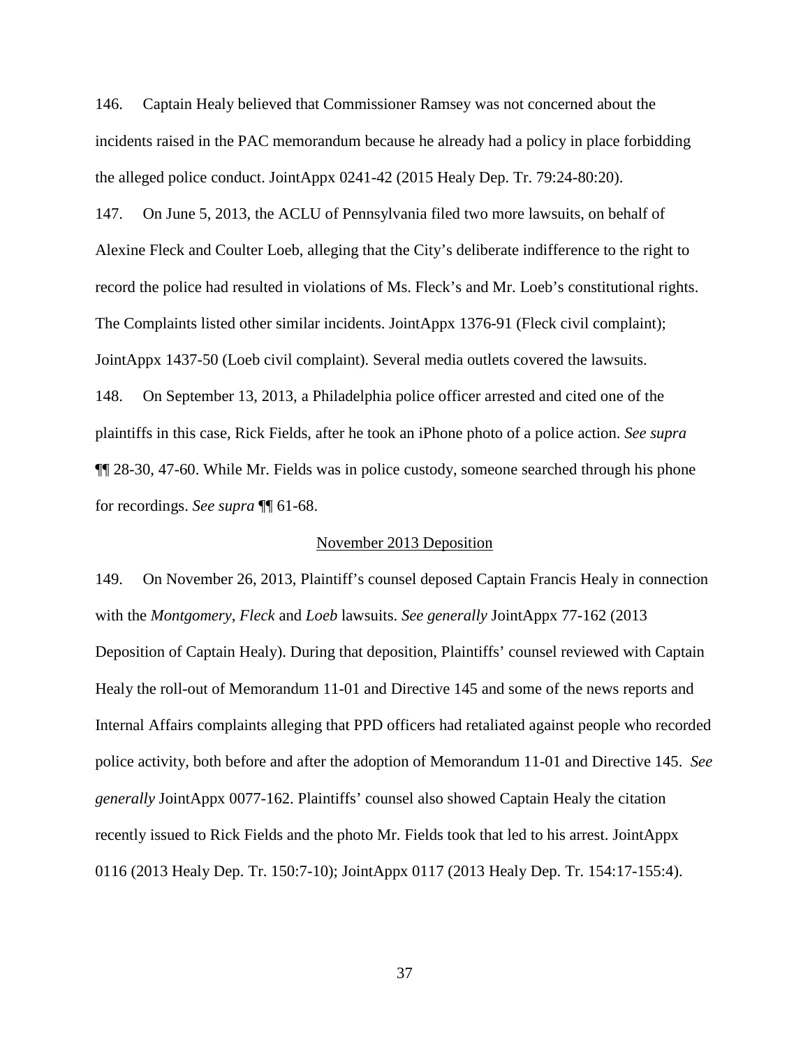146. Captain Healy believed that Commissioner Ramsey was not concerned about the incidents raised in the PAC memorandum because he already had a policy in place forbidding the alleged police conduct. JointAppx 0241-42 (2015 Healy Dep. Tr. 79:24-80:20).

147. On June 5, 2013, the ACLU of Pennsylvania filed two more lawsuits, on behalf of Alexine Fleck and Coulter Loeb, alleging that the City's deliberate indifference to the right to record the police had resulted in violations of Ms. Fleck's and Mr. Loeb's constitutional rights. The Complaints listed other similar incidents. JointAppx 1376-91 (Fleck civil complaint); JointAppx 1437-50 (Loeb civil complaint). Several media outlets covered the lawsuits.

148. On September 13, 2013, a Philadelphia police officer arrested and cited one of the plaintiffs in this case, Rick Fields, after he took an iPhone photo of a police action. *See supra* ¶¶ 28-30, 47-60. While Mr. Fields was in police custody, someone searched through his phone for recordings. *See supra* ¶¶ 61-68.

<u>November 2013 Deposition</u>

149. On November 26, 2013, Plaintiff's counsel deposed Captain Francis Healy in connection with the *Montgomery*, *Fleck* and *Loeb* lawsuits. *See generally* JointAppx 77-162 (2013 Deposition of Captain Healy). During that deposition, Plaintiffs' counsel reviewed with Captain Healy the roll-out of Memorandum 11-01 and Directive 145 and some of the news reports and Internal Affairs complaints alleging that PPD officers had retaliated against people who recorded police activity, both before and after the adoption of Memorandum 11-01 and Directive 145. *See generally* JointAppx 0077-162. Plaintiffs' counsel also showed Captain Healy the citation recently issued to Rick Fields and the photo Mr. Fields took that led to his arrest. JointAppx 0116 (2013 Healy Dep. Tr. 150:7-10); JointAppx 0117 (2013 Healy Dep. Tr. 154:17-155:4).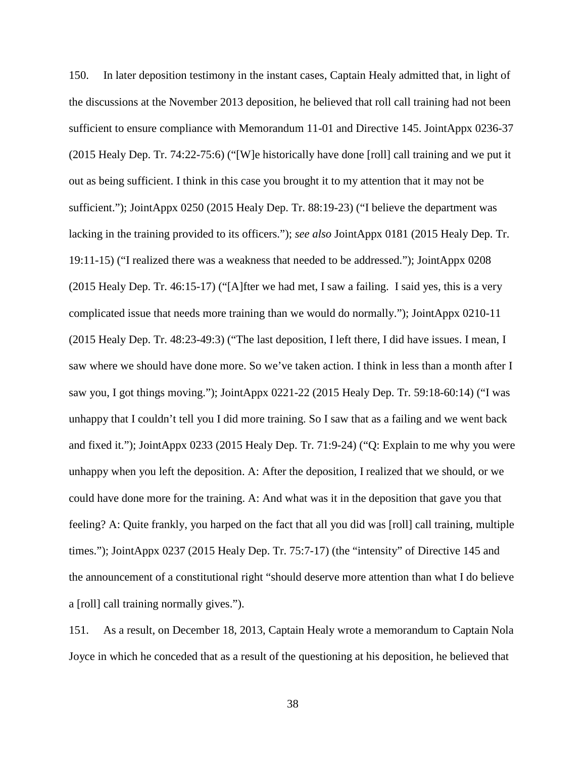150. In later deposition testimony in the instant cases, Captain Healy admitted that, in light of the discussions at the November 2013 deposition, he believed that roll call training had not been sufficient to ensure compliance with Memorandum 11-01 and Directive 145. JointAppx 0236-37 (2015 Healy Dep. Tr. 74:22-75:6) ("[W]e historically have done [roll] call training and we put it out as being sufficient. I think in this case you brought it to my attention that it may not be sufficient."); JointAppx 0250 (2015 Healy Dep. Tr. 88:19-23) ("I believe the department was lacking in the training provided to its officers."); *see also* JointAppx 0181 (2015 Healy Dep. Tr. 19:11-15) ("I realized there was a weakness that needed to be addressed."); JointAppx 0208 (2015 Healy Dep. Tr. 46:15-17) ("[A]fter we had met, I saw a failing. I said yes, this is a very complicated issue that needs more training than we would do normally."); JointAppx 0210-11 (2015 Healy Dep. Tr. 48:23-49:3) ("The last deposition, I left there, I did have issues. I mean, I saw where we should have done more. So we've taken action. I think in less than a month after I saw you, I got things moving."); JointAppx 0221-22 (2015 Healy Dep. Tr. 59:18-60:14) ("I was unhappy that I couldn't tell you I did more training. So I saw that as a failing and we went back and fixed it."); JointAppx 0233 (2015 Healy Dep. Tr. 71:9-24) ("Q: Explain to me why you were unhappy when you left the deposition. A: After the deposition, I realized that we should, or we could have done more for the training. A: And what was it in the deposition that gave you that feeling? A: Quite frankly, you harped on the fact that all you did was [roll] call training, multiple times."); JointAppx 0237 (2015 Healy Dep. Tr. 75:7-17) (the "intensity" of Directive 145 and the announcement of a constitutional right "should deserve more attention than what I do believe a [roll] call training normally gives.").

151. As a result, on December 18, 2013, Captain Healy wrote a memorandum to Captain Nola Joyce in which he conceded that as a result of the questioning at his deposition, he believed that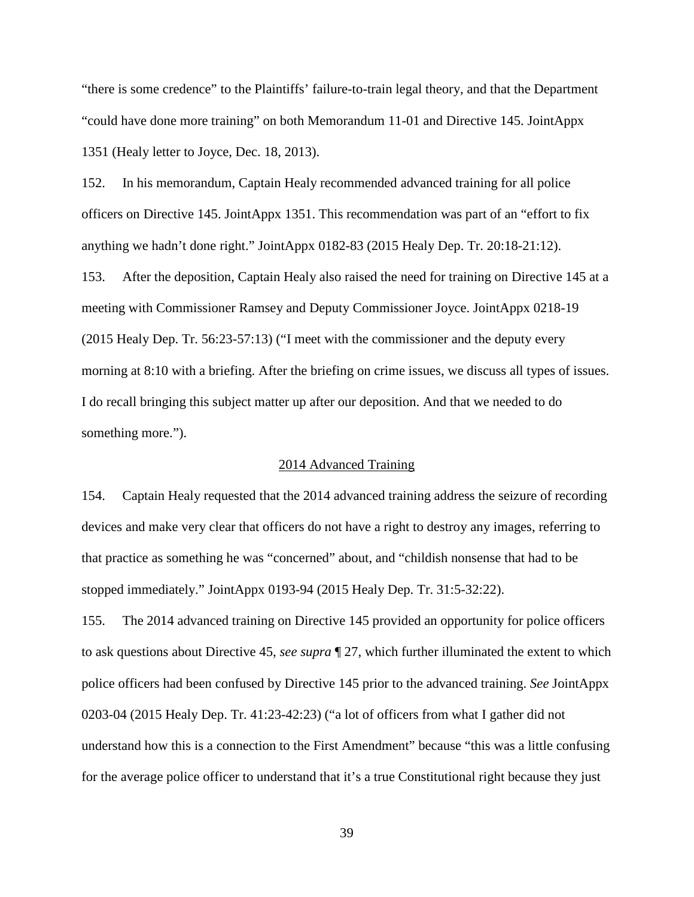"there is some credence" to the Plaintiffs' failure-to-train legal theory, and that the Department "could have done more training" on both Memorandum 11-01 and Directive 145. JointAppx 1351 (Healy letter to Joyce, Dec. 18, 2013).

152. In his memorandum, Captain Healy recommended advanced training for all police officers on Directive 145. JointAppx 1351. This recommendation was part of an "effort to fix anything we hadn't done right." JointAppx 0182-83 (2015 Healy Dep. Tr. 20:18-21:12).

153. After the deposition, Captain Healy also raised the need for training on Directive 145 at a meeting with Commissioner Ramsey and Deputy Commissioner Joyce. JointAppx 0218-19 (2015 Healy Dep. Tr. 56:23-57:13) ("I meet with the commissioner and the deputy every morning at 8:10 with a briefing. After the briefing on crime issues, we discuss all types of issues. I do recall bringing this subject matter up after our deposition. And that we needed to do something more.").

<u>2014 Advanced Training</u>

154. Captain Healy requested that the 2014 advanced training address the seizure of recording devices and make very clear that officers do not have a right to destroy any images, referring to that practice as something he was "concerned" about, and "childish nonsense that had to be stopped immediately." JointAppx 0193-94 (2015 Healy Dep. Tr. 31:5-32:22).

155. The 2014 advanced training on Directive 145 provided an opportunity for police officers to ask questions about Directive 45, *see supra* ¶ 27, which further illuminated the extent to which police officers had been confused by Directive 145 prior to the advanced training. *See* JointAppx 0203-04 (2015 Healy Dep. Tr. 41:23-42:23) ("a lot of officers from what I gather did not understand how this is a connection to the First Amendment" because "this was a little confusing for the average police officer to understand that it's a true Constitutional right because they just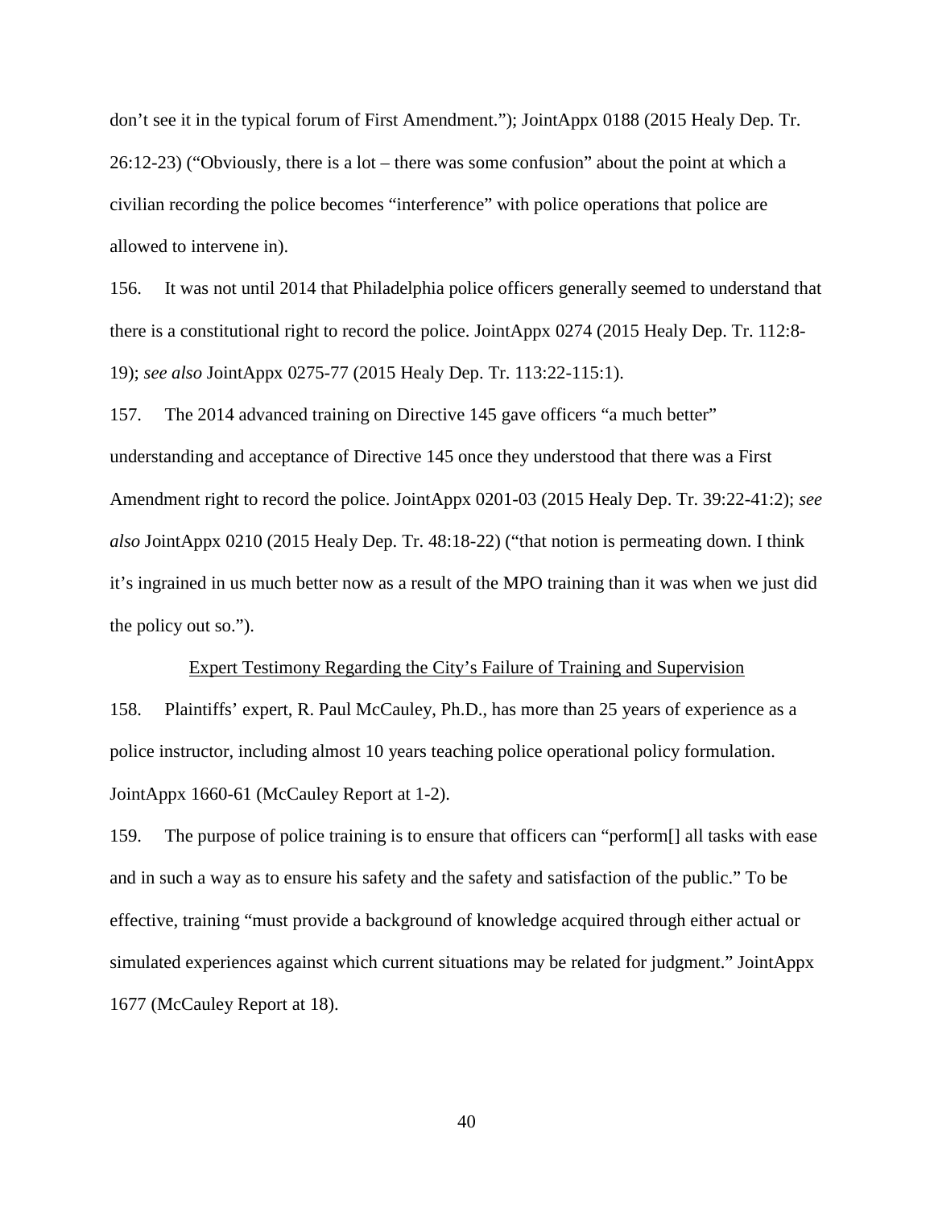don't see it in the typical forum of First Amendment."); JointAppx 0188 (2015 Healy Dep. Tr. 26:12-23) ("Obviously, there is a lot – there was some confusion" about the point at which a civilian recording the police becomes "interference" with police operations that police are allowed to intervene in).

156. It was not until 2014 that Philadelphia police officers generally seemed to understand that there is a constitutional right to record the police. JointAppx 0274 (2015 Healy Dep. Tr. 112:8-19); *see also* JointAppx 0275-77 (2015 Healy Dep. Tr. 113:22-115:1).

157. The 2014 advanced training on Directive 145 gave officers "a much better" understanding and acceptance of Directive 145 once they understood that there was a First Amendment right to record the police. JointAppx 0201-03 (2015 Healy Dep. Tr. 39:22-41:2); *see also* JointAppx 0210 (2015 Healy Dep. Tr. 48:18-22) ("that notion is permeating down. I think it's ingrained in us much better now as a result of the MPO training than it was when we just did the policy out so.").

<u>Expert Testimony Regarding the City's Failure of Training and Supervision</u>

158. Plaintiffs' expert, R. Paul McCauley, Ph.D., has more than 25 years of experience as a police instructor, including almost 10 years teaching police operational policy formulation. JointAppx 1660-61 (McCauley Report at 1-2).

159. The purpose of police training is to ensure that officers can "perform[] all tasks with ease and in such a way as to ensure his safety and the safety and satisfaction of the public." To be effective, training "must provide a background of knowledge acquired through either actual or simulated experiences against which current situations may be related for judgment." JointAppx 1677 (McCauley Report at 18).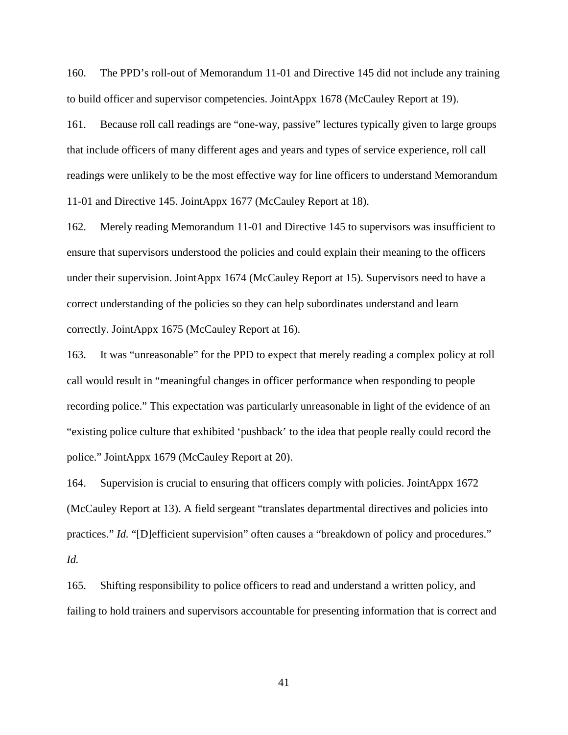160. The PPD's roll-out of Memorandum 11-01 and Directive 145 did not include any training to build officer and supervisor competencies. JointAppx 1678 (McCauley Report at 19).

161. Because roll call readings are "one-way, passive" lectures typically given to large groups that include officers of many different ages and years and types of service experience, roll call readings were unlikely to be the most effective way for line officers to understand Memorandum 11-01 and Directive 145. JointAppx 1677 (McCauley Report at 18).

162. Merely reading Memorandum 11-01 and Directive 145 to supervisors was insufficient to ensure that supervisors understood the policies and could explain their meaning to the officers under their supervision. JointAppx 1674 (McCauley Report at 15). Supervisors need to have a correct understanding of the policies so they can help subordinates understand and learn correctly. JointAppx 1675 (McCauley Report at 16).

163. It was "unreasonable" for the PPD to expect that merely reading a complex policy at roll call would result in "meaningful changes in officer performance when responding to people recording police." This expectation was particularly unreasonable in light of the evidence of an "existing police culture that exhibited 'pushback' to the idea that people really could record the police." JointAppx 1679 (McCauley Report at 20).

164. Supervision is crucial to ensuring that officers comply with policies. JointAppx 1672 (McCauley Report at 13). A field sergeant "translates departmental directives and policies into practices." *Id.* "[D]efficient supervision" often causes a "breakdown of policy and procedures." *Id.*

165. Shifting responsibility to police officers to read and understand a written policy, and failing to hold trainers and supervisors accountable for presenting information that is correct and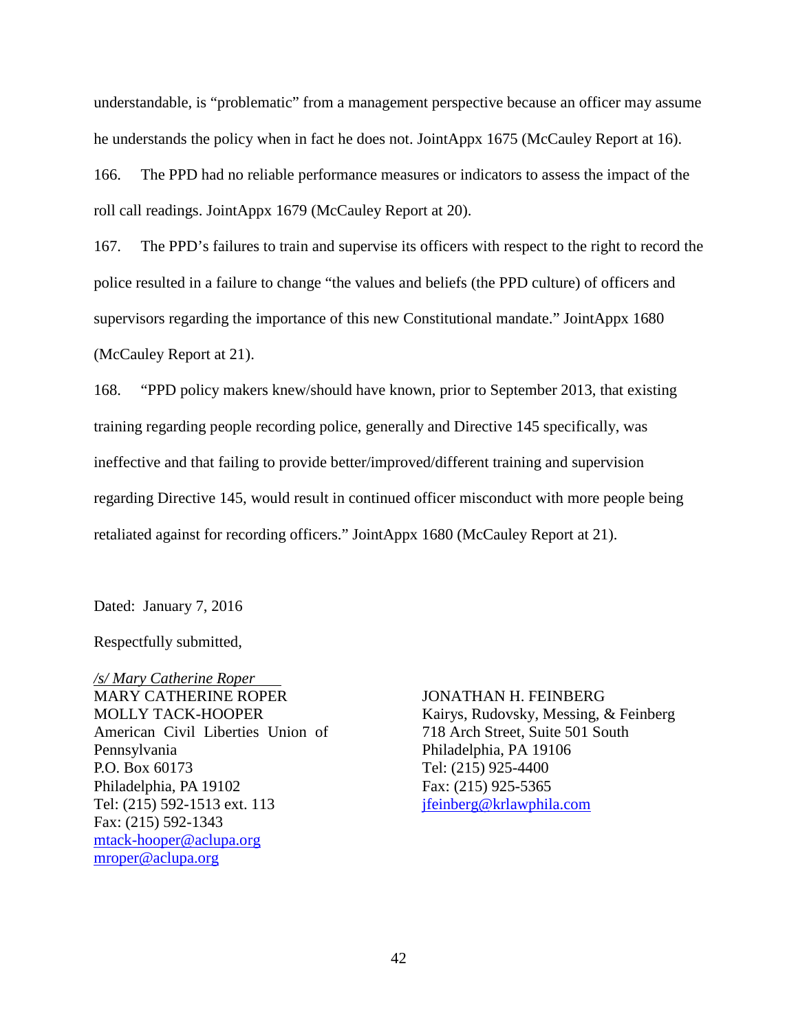understandable, is "problematic" from a management perspective because an officer may assume he understands the policy when in fact he does not. JointAppx 1675 (McCauley Report at 16).

166. The PPD had no reliable performance measures or indicators to assess the impact of the roll call readings. JointAppx 1679 (McCauley Report at 20).

167. The PPD's failures to train and supervise its officers with respect to the right to record the police resulted in a failure to change "the values and beliefs (the PPD culture) of officers and supervisors regarding the importance of this new Constitutional mandate." JointAppx 1680 (McCauley Report at 21).

168. "PPD policy makers knew/should have known, prior to September 2013, that existing training regarding people recording police, generally and Directive 145 specifically, was ineffective and that failing to provide better/improved/different training and supervision regarding Directive 145, would result in continued officer misconduct with more people being retaliated against for recording officers." JointAppx 1680 (McCauley Report at 21).

Dated: January 7, 2016

Respectfully submitted,

*/s/ Mary Catherine Roper*
MARY CATHERINE ROPER
MOLLY TACK-HOOPER
American Civil Liberties Union of Pennsylvania
P.O. Box 60173
Philadelphia, PA 19102
Tel: (215) 592-1513 ext. 113
Fax: (215) 592-1343
mtack-hooper@aclupa.org
mroper@aclupa.org

JONATHAN H. FEINBERG
Kairys, Rudovsky, Messing, & Feinberg
718 Arch Street, Suite 501 South
Philadelphia, PA 19106
Tel: (215) 925-4400
Fax: (215) 925-5365
jfeinberg@krlawphila.com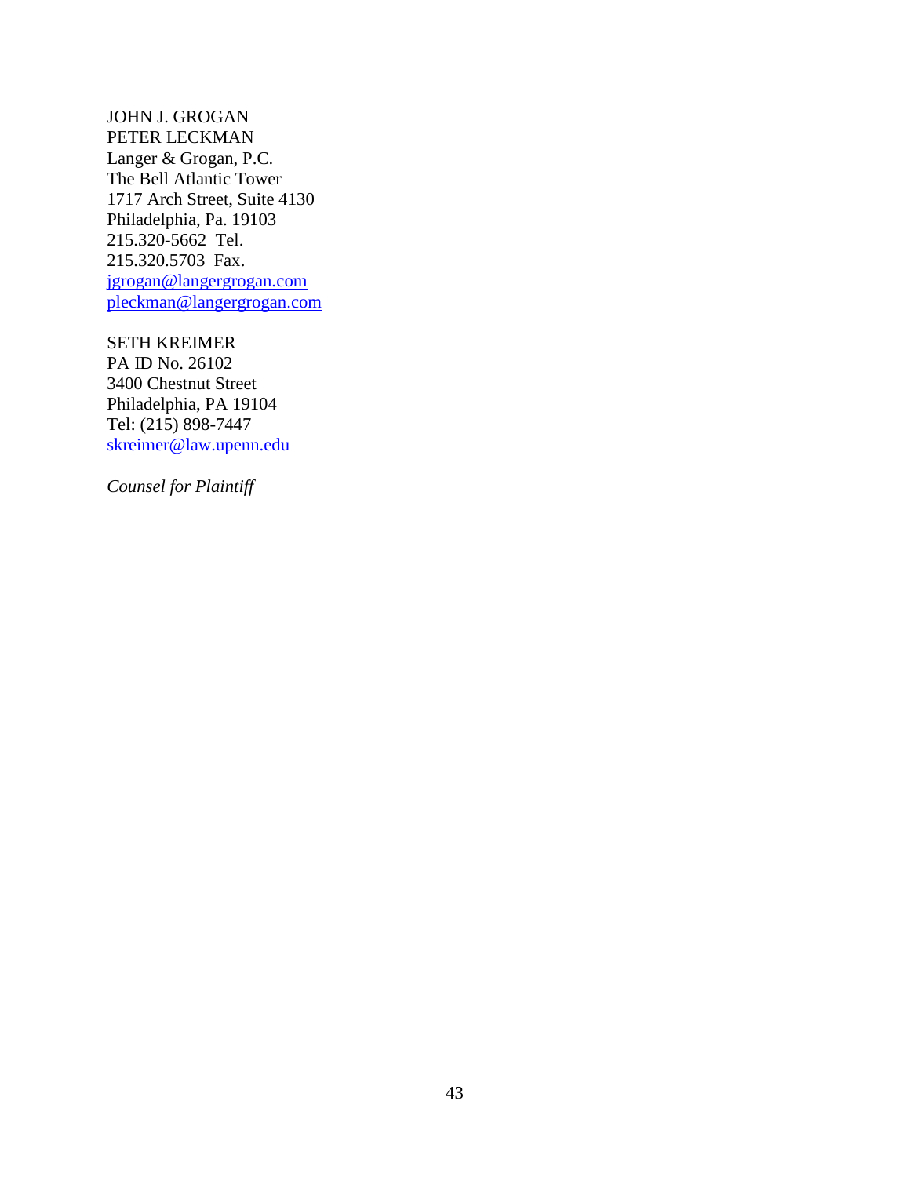JOHN J. GROGAN
PETER LECKMAN
Langer & Grogan, P.C.
The Bell Atlantic Tower
1717 Arch Street, Suite 4130
Philadelphia, Pa. 19103
215.320-5662 Tel.
215.320.5703 Fax.
jgrogan@langergrogan.com
pleckman@langergrogan.com

SETH KREIMER
PA ID No. 26102
3400 Chestnut Street
Philadelphia, PA 19104
Tel: (215) 898-7447
skreimer@law.upenn.edu

*Counsel for Plaintiff*